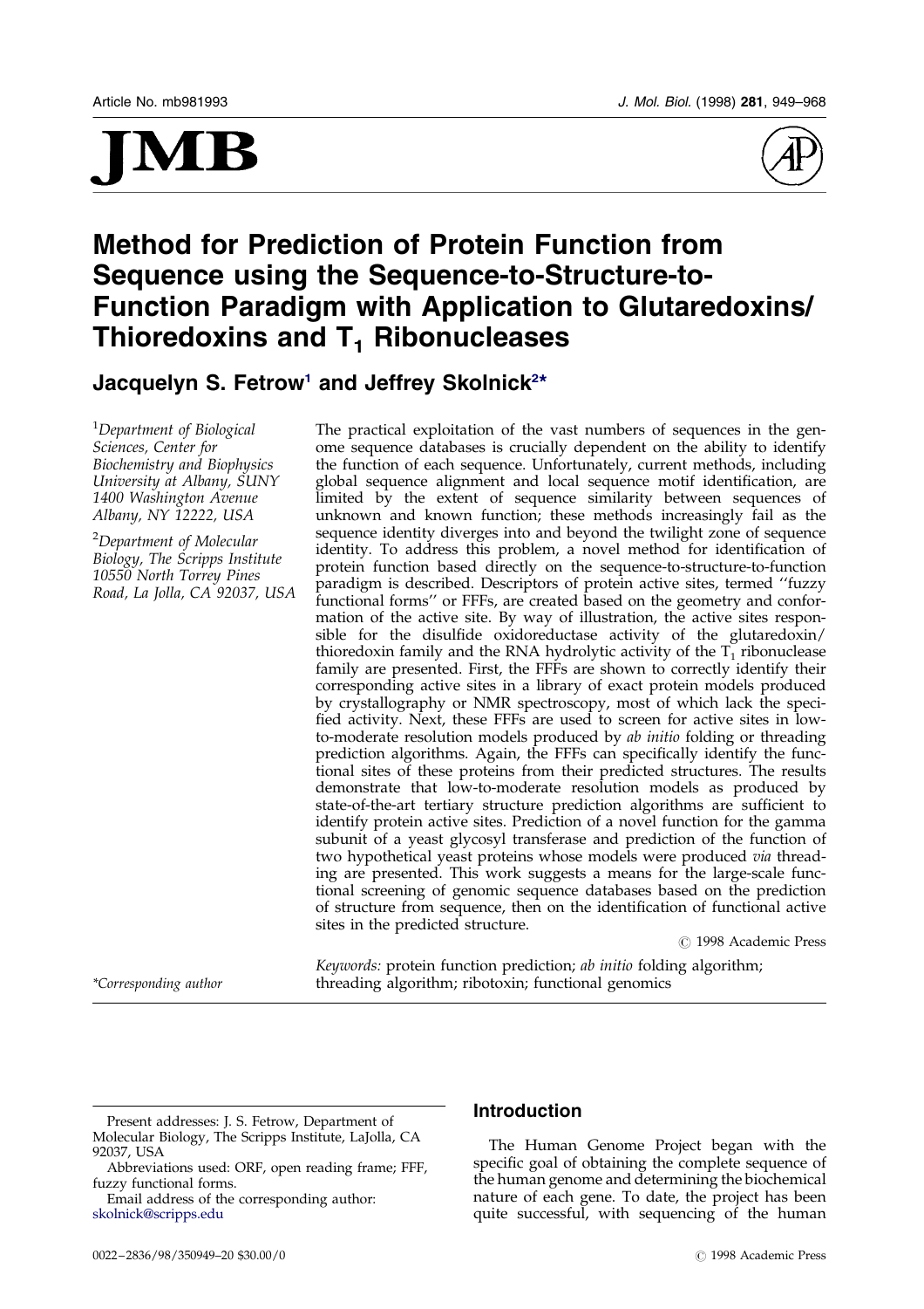# Method for Prediction of Protein Function from Sequence using the Sequence-to-Structure-to-Function Paradigm with Application to Glutaredoxins/Thioredoxins and $T_1$ Ribonucleases

**Jacquelyn S. Fetrow[1] and Jeffrey Skolnick[2]***

[1]*Department of Biological Sciences, Center for Biochemistry and Biophysics University at Albany, SUNY 1400 Washington Avenue Albany, NY 12222, USA*

[2]*Department of Molecular Biology, The Scripps Institute 10550 North Torrey Pines Road, La Jolla, CA 92037, USA*

The practical exploitation of the vast numbers of sequences in the genome sequence databases is crucially dependent on the ability to identify the function of each sequence. Unfortunately, current methods, including global sequence alignment and local sequence motif identification, are limited by the extent of sequence similarity between sequences of unknown and known function; these methods increasingly fail as the sequence identity diverges into and beyond the twilight zone of sequence identity. To address this problem, a novel method for identification of protein function based directly on the sequence-to-structure-to-function paradigm is described. Descriptors of protein active sites, termed "fuzzy functional forms" or FFFs, are created based on the geometry and conformation of the active site. By way of illustration, the active sites responsible for the disulfide oxidoreductase activity of the glutaredoxin/thioredoxin family and the RNA hydrolytic activity of the $T_1$ ribonuclease family are presented. First, the FFFs are shown to correctly identify their corresponding active sites in a library of exact protein models produced by crystallography or NMR spectroscopy, most of which lack the specified activity. Next, these FFFs are used to screen for active sites in low-to-moderate resolution models produced by *ab initio* folding or threading prediction algorithms. Again, the FFFs can specifically identify the functional sites of these proteins from their predicted structures. The results demonstrate that low-to-moderate resolution models as produced by state-of-the-art tertiary structure prediction algorithms are sufficient to identify protein active sites. Prediction of a novel function for the gamma subunit of a yeast glycosyl transferase and prediction of the function of two hypothetical yeast proteins whose models were produced *via* threading are presented. This work suggests a means for the large-scale functional screening of genomic sequence databases based on the prediction of structure from sequence, then on the identification of functional active sites in the predicted structure.

© 1998 Academic Press

*Keywords:* protein function prediction; *ab initio* folding algorithm; threading algorithm; ribotoxin; functional genomics

*Corresponding author

## Introduction

The Human Genome Project began with the specific goal of obtaining the complete sequence of the human genome and determining the biochemical nature of each gene. To date, the project has been quite successful, with sequencing of the human

---

Present addresses: J. S. Fetrow, Department of Molecular Biology, The Scripps Institute, LaJolla, CA 92037, USA

Abbreviations used: ORF, open reading frame; FFF, fuzzy functional forms.

Email address of the corresponding author: skolnick@scripps.edu

0022–2836/98/350949–20 $30.00/0 © 1998 Academic Press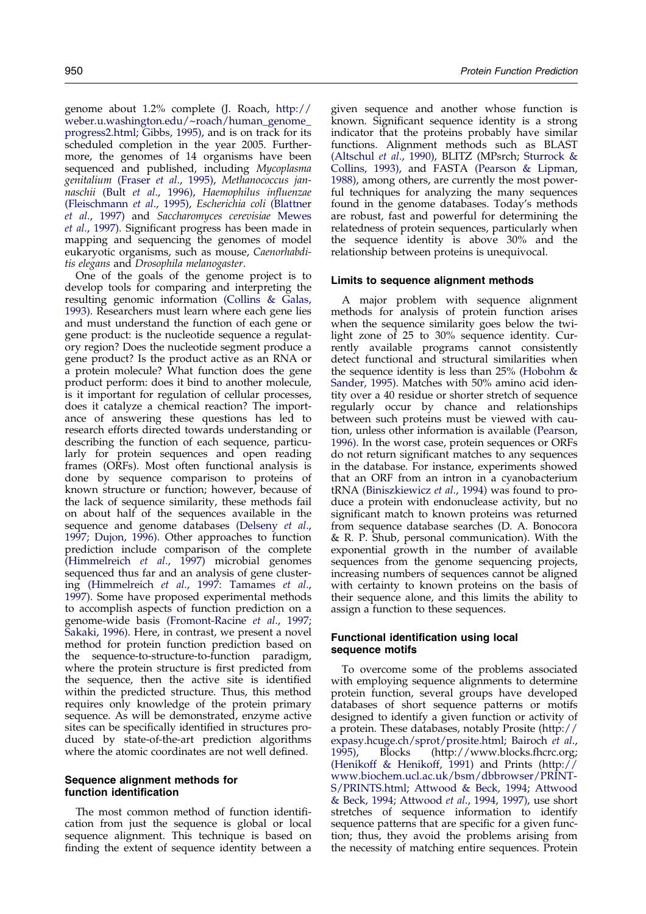genome about 1.2% complete (J. Roach, http://weber.u.washington.edu/~roach/human_genome_progress2.html; Gibbs, 1995), and is on track for its scheduled completion in the year 2005. Furthermore, the genomes of 14 organisms have been sequenced and published, including *Mycoplasma genitalium* (Fraser *et al*., 1995), *Methanococcus jannaschii* (Bult *et al*., 1996), *Haemophilus influenzae* (Fleischmann *et al*., 1995), *Escherichia coli* (Blattner *et al*., 1997) and *Saccharomyces cerevisiae* Mewes *et al*., 1997). Significant progress has been made in mapping and sequencing the genomes of model eukaryotic organisms, such as mouse, *Caenorhabditis elegans* and *Drosophila melanogaster*.

One of the goals of the genome project is to develop tools for comparing and interpreting the resulting genomic information (Collins & Galas, 1993). Researchers must learn where each gene lies and must understand the function of each gene or gene product: is the nucleotide sequence a regulatory region? Does the nucleotide segment produce a gene product? Is the product active as an RNA or a protein molecule? What function does the gene product perform: does it bind to another molecule, is it important for regulation of cellular processes, does it catalyze a chemical reaction? The importance of answering these questions has led to research efforts directed towards understanding or describing the function of each sequence, particularly for protein sequences and open reading frames (ORFs). Most often functional analysis is done by sequence comparison to proteins of known structure or function; however, because of the lack of sequence similarity, these methods fail on about half of the sequences available in the sequence and genome databases (Delseny *et al*., 1997; Dujon, 1996). Other approaches to function prediction include comparison of the complete (Himmelreich *et al*., 1997) microbial genomes sequenced thus far and an analysis of gene clustering (Himmelreich *et al*., 1997: Tamames *et al*., 1997). Some have proposed experimental methods to accomplish aspects of function prediction on a genome-wide basis (Fromont-Racine *et al*., 1997; Sakaki, 1996). Here, in contrast, we present a novel method for protein function prediction based on the sequence-to-structure-to-function paradigm, where the protein structure is first predicted from the sequence, then the active site is identified within the predicted structure. Thus, this method requires only knowledge of the protein primary sequence. As will be demonstrated, enzyme active sites can be specifically identified in structures produced by state-of-the-art prediction algorithms where the atomic coordinates are not well defined.

## Sequence alignment methods for function identification

The most common method of function identification from just the sequence is global or local sequence alignment. This technique is based on finding the extent of sequence identity between a given sequence and another whose function is known. Significant sequence identity is a strong indicator that the proteins probably have similar functions. Alignment methods such as BLAST (Altschul *et al*., 1990), BLITZ (MPsrch; Sturrock & Collins, 1993), and FASTA (Pearson & Lipman, 1988), among others, are currently the most powerful techniques for analyzing the many sequences found in the genome databases. Today's methods are robust, fast and powerful for determining the relatedness of protein sequences, particularly when the sequence identity is above 30% and the relationship between proteins is unequivocal.

## Limits to sequence alignment methods

A major problem with sequence alignment methods for analysis of protein function arises when the sequence similarity goes below the twilight zone of 25 to 30% sequence identity. Currently available programs cannot consistently detect functional and structural similarities when the sequence identity is less than 25% (Hobohm & Sander, 1995). Matches with 50% amino acid identity over a 40 residue or shorter stretch of sequence regularly occur by chance and relationships between such proteins must be viewed with caution, unless other information is available (Pearson, 1996). In the worst case, protein sequences or ORFs do not return significant matches to any sequences in the database. For instance, experiments showed that an ORF from an intron in a cyanobacterium tRNA (Biniszkiewicz *et al*., 1994) was found to produce a protein with endonuclease activity, but no significant match to known proteins was returned from sequence database searches (D. A. Bonocora & R. P. Shub, personal communication). With the exponential growth in the number of available sequences from the genome sequencing projects, increasing numbers of sequences cannot be aligned with certainty to known proteins on the basis of their sequence alone, and this limits the ability to assign a function to these sequences.

## Functional identification using local sequence motifs

To overcome some of the problems associated with employing sequence alignments to determine protein function, several groups have developed databases of short sequence patterns or motifs designed to identify a given function or activity of a protein. These databases, notably Prosite (http://expasy.hcuge.ch/sprot/prosite.html; Bairoch *et al*., 1995), Blocks (http://www.blocks.fhcrc.org; (Henikoff & Henikoff, 1991) and Prints (http://www.biochem.ucl.ac.uk/bsm/dbbrowser/PRINTS/PRINTS.html; Attwood & Beck, 1994; Attwood & Beck, 1994; Attwood *et al*., 1994, 1997), use short stretches of sequence information to identify sequence patterns that are specific for a given function; thus, they avoid the problems arising from the necessity of matching entire sequences. Protein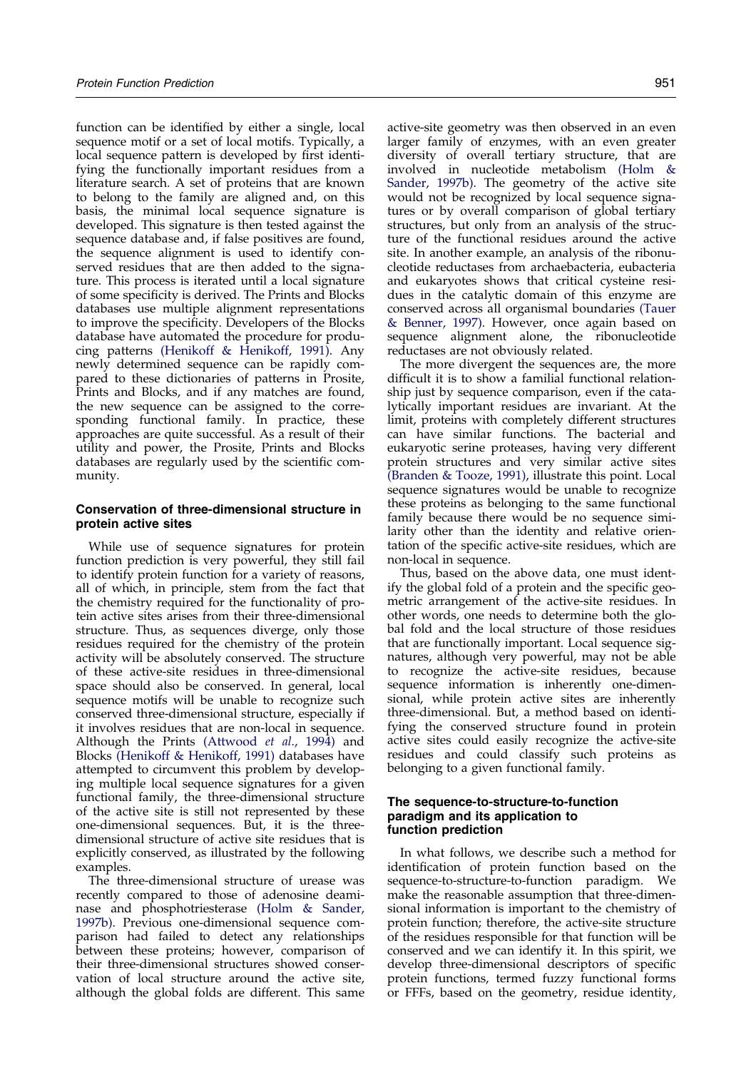function can be identified by either a single, local sequence motif or a set of local motifs. Typically, a local sequence pattern is developed by first identifying the functionally important residues from a literature search. A set of proteins that are known to belong to the family are aligned and, on this basis, the minimal local sequence signature is developed. This signature is then tested against the sequence database and, if false positives are found, the sequence alignment is used to identify conserved residues that are then added to the signature. This process is iterated until a local signature of some specificity is derived. The Prints and Blocks databases use multiple alignment representations to improve the specificity. Developers of the Blocks database have automated the procedure for producing patterns (Henikoff & Henikoff, 1991). Any newly determined sequence can be rapidly compared to these dictionaries of patterns in Prosite, Prints and Blocks, and if any matches are found, the new sequence can be assigned to the corresponding functional family. In practice, these approaches are quite successful. As a result of their utility and power, the Prosite, Prints and Blocks databases are regularly used by the scientific community.

### Conservation of three-dimensional structure in protein active sites

While use of sequence signatures for protein function prediction is very powerful, they still fail to identify protein function for a variety of reasons, all of which, in principle, stem from the fact that the chemistry required for the functionality of protein active sites arises from their three-dimensional structure. Thus, as sequences diverge, only those residues required for the chemistry of the protein activity will be absolutely conserved. The structure of these active-site residues in three-dimensional space should also be conserved. In general, local sequence motifs will be unable to recognize such conserved three-dimensional structure, especially if it involves residues that are non-local in sequence. Although the Prints (Attwood *et al*., 1994) and Blocks (Henikoff & Henikoff, 1991) databases have attempted to circumvent this problem by developing multiple local sequence signatures for a given functional family, the three-dimensional structure of the active site is still not represented by these one-dimensional sequences. But, it is the three-dimensional structure of active site residues that is explicitly conserved, as illustrated by the following examples.

The three-dimensional structure of urease was recently compared to those of adenosine deaminase and phosphotriesterase (Holm & Sander, 1997b). Previous one-dimensional sequence comparison had failed to detect any relationships between these proteins; however, comparison of their three-dimensional structures showed conservation of local structure around the active site, although the global folds are different. This same active-site geometry was then observed in an even larger family of enzymes, with an even greater diversity of overall tertiary structure, that are involved in nucleotide metabolism (Holm & Sander, 1997b). The geometry of the active site would not be recognized by local sequence signatures or by overall comparison of global tertiary structures, but only from an analysis of the structure of the functional residues around the active site. In another example, an analysis of the ribonucleotide reductases from archaebacteria, eubacteria and eukaryotes shows that critical cysteine residues in the catalytic domain of this enzyme are conserved across all organismal boundaries (Tauer & Benner, 1997). However, once again based on sequence alignment alone, the ribonucleotide reductases are not obviously related.

The more divergent the sequences are, the more difficult it is to show a familial functional relationship just by sequence comparison, even if the catalytically important residues are invariant. At the limit, proteins with completely different structures can have similar functions. The bacterial and eukaryotic serine proteases, having very different protein structures and very similar active sites (Branden & Tooze, 1991), illustrate this point. Local sequence signatures would be unable to recognize these proteins as belonging to the same functional family because there would be no sequence similarity other than the identity and relative orientation of the specific active-site residues, which are non-local in sequence.

Thus, based on the above data, one must identify the global fold of a protein and the specific geometric arrangement of the active-site residues. In other words, one needs to determine both the global fold and the local structure of those residues that are functionally important. Local sequence signatures, although very powerful, may not be able to recognize the active-site residues, because sequence information is inherently one-dimensional, while protein active sites are inherently three-dimensional. But, a method based on identifying the conserved structure found in protein active sites could easily recognize the active-site residues and could classify such proteins as belonging to a given functional family.

### The sequence-to-structure-to-function paradigm and its application to function prediction

In what follows, we describe such a method for identification of protein function based on the sequence-to-structure-to-function paradigm. We make the reasonable assumption that three-dimensional information is important to the chemistry of protein function; therefore, the active-site structure of the residues responsible for that function will be conserved and we can identify it. In this spirit, we develop three-dimensional descriptors of specific protein functions, termed fuzzy functional forms or FFFs, based on the geometry, residue identity,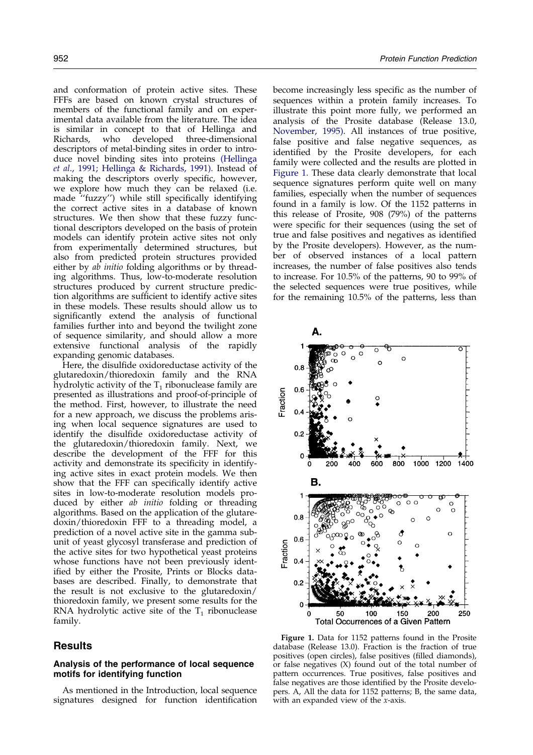and conformation of protein active sites. These FFFs are based on known crystal structures of members of the functional family and on experimental data available from the literature. The idea is similar in concept to that of Hellinga and Richards, who developed three-dimensional descriptors of metal-binding sites in order to introduce novel binding sites into proteins (Hellinga *et al*., 1991; Hellinga & Richards, 1991). Instead of making the descriptors overly specific, however, we explore how much they can be relaxed (i.e. made "fuzzy") while still specifically identifying the correct active sites in a database of known structures. We then show that these fuzzy functional descriptors developed on the basis of protein models can identify protein active sites not only from experimentally determined structures, but also from predicted protein structures provided either by *ab initio* folding algorithms or by threading algorithms. Thus, low-to-moderate resolution structures produced by current structure prediction algorithms are sufficient to identify active sites in these models. These results should allow us to significantly extend the analysis of functional families further into and beyond the twilight zone of sequence similarity, and should allow a more extensive functional analysis of the rapidly expanding genomic databases.

Here, the disulfide oxidoreductase activity of the glutaredoxin/thioredoxin family and the RNA hydrolytic activity of the $T_1$ ribonuclease family are presented as illustrations and proof-of-principle of the method. First, however, to illustrate the need for a new approach, we discuss the problems arising when local sequence signatures are used to identify the disulfide oxidoreductase activity of the glutaredoxin/thioredoxin family. Next, we describe the development of the FFF for this activity and demonstrate its specificity in identifying active sites in exact protein models. We then show that the FFF can specifically identify active sites in low-to-moderate resolution models produced by either *ab initio* folding or threading algorithms. Based on the application of the glutaredoxin/thioredoxin FFF to a threading model, a prediction of a novel active site in the gamma subunit of yeast glycosyl transferase and prediction of the active sites for two hypothetical yeast proteins whose functions have not been previously identified by either the Prosite, Prints or Blocks databases are described. Finally, to demonstrate that the result is not exclusive to the glutaredoxin/thioredoxin family, we present some results for the RNA hydrolytic active site of the $T_1$ ribonuclease family.

## Results

### Analysis of the performance of local sequence motifs for identifying function

As mentioned in the Introduction, local sequence signatures designed for function identification become increasingly less specific as the number of sequences within a protein family increases. To illustrate this point more fully, we performed an analysis of the Prosite database (Release 13.0, November, 1995). All instances of true positive, false positive and false negative sequences, as identified by the Prosite developers, for each family were collected and the results are plotted in Figure 1. These data clearly demonstrate that local sequence signatures perform quite well on many families, especially when the number of sequences found in a family is low. Of the 1152 patterns in this release of Prosite, 908 (79%) of the patterns were specific for their sequences (using the set of true and false positives and negatives as identified by the Prosite developers). However, as the number of observed instances of a local pattern increases, the number of false positives also tends to increase. For 10.5% of the patterns, 90 to 99% of the selected sequences were true positives, while for the remaining 10.5% of the patterns, less than

**Figure 1.** Data for 1152 patterns found in the Prosite database (Release 13.0). Fraction is the fraction of true positives (open circles), false positives (filled diamonds), or false negatives (X) found out of the total number of pattern occurrences. True positives, false positives and false negatives are those identified by the Prosite developers. A, All the data for 1152 patterns; B, the same data, with an expanded view of the *x*-axis.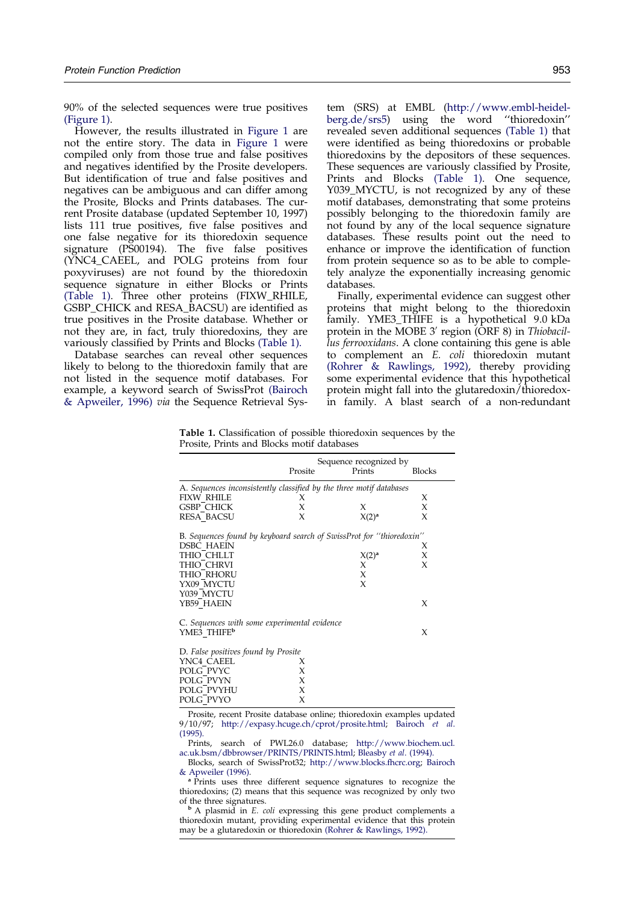90% of the selected sequences were true positives (Figure 1).

However, the results illustrated in Figure 1 are not the entire story. The data in Figure 1 were compiled only from those true and false positives and negatives identified by the Prosite developers. But identification of true and false positives and negatives can be ambiguous and can differ among the Prosite, Blocks and Prints databases. The current Prosite database (updated September 10, 1997) lists 111 true positives, five false positives and one false negative for its thioredoxin sequence signature (PS00194). The five false positives (YNC4_CAEEL, and POLG proteins from four poxyviruses) are not found by the thioredoxin sequence signature in either Blocks or Prints (Table 1). Three other proteins (FIXW_RHILE, GSBP_CHICK and RESA_BACSU) are identified as true positives in the Prosite database. Whether or not they are, in fact, truly thioredoxins, they are variously classified by Prints and Blocks (Table 1).

Database searches can reveal other sequences likely to belong to the thioredoxin family that are not listed in the sequence motif databases. For example, a keyword search of SwissProt (Bairoch & Apweiler, 1996) *via* the Sequence Retrieval System (SRS) at EMBL (http://www.embl-heidelberg.de/srs5) using the word "thioredoxin" revealed seven additional sequences (Table 1) that were identified as being thioredoxins or probable thioredoxins by the depositors of these sequences. These sequences are variously classified by Prosite, Prints and Blocks (Table 1). One sequence, Y039_MYCTU, is not recognized by any of these motif databases, demonstrating that some proteins possibly belonging to the thioredoxin family are not found by any of the local sequence signature databases. These results point out the need to enhance or improve the identification of function from protein sequence so as to be able to completely analyze the exponentially increasing genomic databases.

Finally, experimental evidence can suggest other proteins that might belong to the thioredoxin family. YME3_THIFE is a hypothetical 9.0 kDa protein in the MOBE 3′ region (ORF 8) in *Thiobacillus ferrooxidans*. A clone containing this gene is able to complement an *E. coli* thioredoxin mutant (Rohrer & Rawlings, 1992), thereby providing some experimental evidence that this hypothetical protein might fall into the glutaredoxin/thioredoxin family. A blast search of a non-redundant

**Table 1.** Classification of possible thioredoxin sequences by the Prosite, Prints and Blocks motif databases

| | Sequence recognized by | | |
|---|---|---|---|
| | Prosite | Prints | Blocks |
| A. *Sequences inconsistently classified by the three motif databases* | | | |
| FIXW_RHILE | X | | X |
| GSBP_CHICK | X | X | X |
| RESA_BACSU | X | X(2)[a] | X |
| B. *Sequences found by keyboard search of SwissProt for "thioredoxin"* | | | |
| DSBC_HAEIN | | | X |
| THIO_CHLLT | | X(2)[a] | X |
| THIO_CHRVI | | X | X |
| THIO_RHORU | | X | |
| YX09_MYCTU | | X | |
| Y039_MYCTU | | | |
| YB59_HAEIN | | | X |
| C. *Sequences with some experimental evidence* | | | |
| YME3_THIFE[b] | | | X |
| D. *False positives found by Prosite* | | | |
| YNC4_CAEEL | X | | |
| POLG_PVYC | X | | |
| POLG_PVYN | X | | |
| POLG_PVYHU | X | | |
| POLG_PVYO | X | | |

Prosite, recent Prosite database online; thioredoxin examples updated 9/10/97; http://expasy.hcuge.ch/cprot/prosite.html; Bairoch *et al.* (1995).

Prints, search of PWL26.0 database; http://www.biochem.ucl.ac.uk.bsm/dbbrowser/PRINTS/PRINTS.html; Bleasby *et al*. (1994).

Blocks, search of SwissProt32; http://www.blocks.fhcrc.org; Bairoch & Apweiler (1996).

[a] Prints uses three different sequence signatures to recognize the thioredoxins; (2) means that this sequence was recognized by only two of the three signatures.

[b] A plasmid in *E. coli* expressing this gene product complements a thioredoxin mutant, providing experimental evidence that this protein may be a glutaredoxin or thioredoxin (Rohrer & Rawlings, 1992).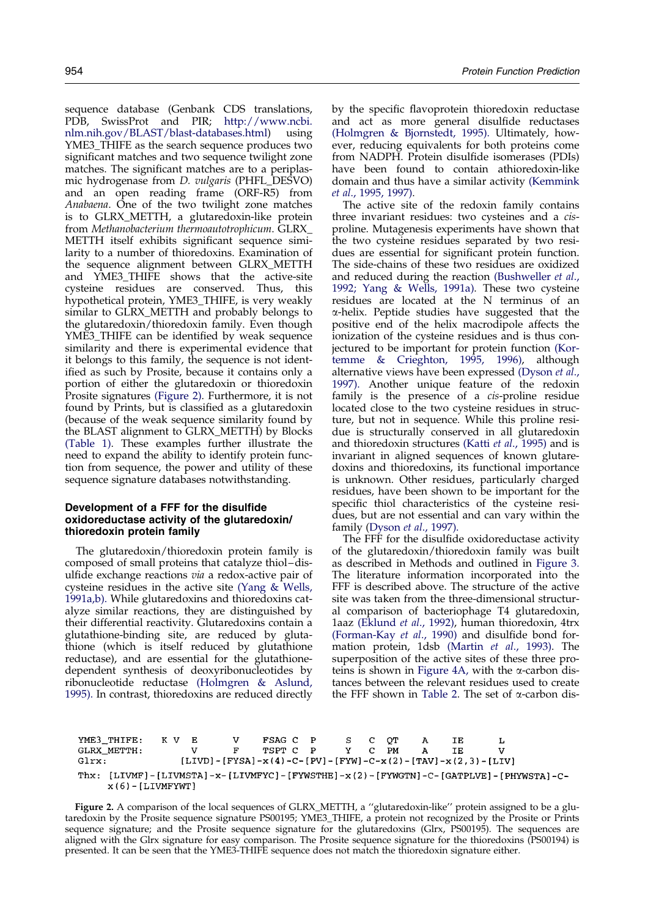sequence database (Genbank CDS translations, PDB, SwissProt and PIR; http://www.ncbi.nlm.nih.gov/BLAST/blast-databases.html) using YME3_THIFE as the search sequence produces two significant matches and two sequence twilight zone matches. The significant matches are to a periplasmic hydrogenase from *D. vulgaris* (PHFL_DESVO) and an open reading frame (ORF-R5) from *Anabaena*. One of the two twilight zone matches is to GLRX_METTH, a glutaredoxin-like protein from *Methanobacterium thermoautotrophicum*. GLRX_METTH itself exhibits significant sequence similarity to a number of thioredoxins. Examination of the sequence alignment between GLRX_METTH and YME3_THIFE shows that the active-site cysteine residues are conserved. Thus, this hypothetical protein, YME3_THIFE, is very weakly similar to GLRX_METTH and probably belongs to the glutaredoxin/thioredoxin family. Even though YME3_THIFE can be identified by weak sequence similarity and there is experimental evidence that it belongs to this family, the sequence is not identified as such by Prosite, because it contains only a portion of either the glutaredoxin or thioredoxin Prosite signatures (Figure 2). Furthermore, it is not found by Prints, but is classified as a glutaredoxin (because of the weak sequence similarity found by the BLAST alignment to GLRX_METTH) by Blocks (Table 1). These examples further illustrate the need to expand the ability to identify protein function from sequence, the power and utility of these sequence signature databases notwithstanding.

### Development of a FFF for the disulfide oxidoreductase activity of the glutaredoxin/thioredoxin protein family

The glutaredoxin/thioredoxin protein family is composed of small proteins that catalyze thiol–disulfide exchange reactions *via* a redox-active pair of cysteine residues in the active site (Yang & Wells, 1991a,b). While glutaredoxins and thioredoxins catalyze similar reactions, they are distinguished by their differential reactivity. Glutaredoxins contain a glutathione-binding site, are reduced by glutathione (which is itself reduced by glutathione reductase), and are essential for the glutathione-dependent synthesis of deoxyribonucleotides by ribonucleotide reductase (Holmgren & Aslund, 1995). In contrast, thioredoxins are reduced directly by the specific flavoprotein thioredoxin reductase and act as more general disulfide reductases (Holmgren & Bjornstedt, 1995). Ultimately, however, reducing equivalents for both proteins come from NADPH. Protein disulfide isomerases (PDIs) have been found to contain athioredoxin-like domain and thus have a similar activity (Kemmink *et al.*, 1995, 1997).

The active site of the redoxin family contains three invariant residues: two cysteines and a *cis*-proline. Mutagenesis experiments have shown that the two cysteine residues separated by two residues are essential for significant protein function. The side-chains of these two residues are oxidized and reduced during the reaction (Bushweller *et al.*, 1992; Yang & Wells, 1991a). These two cysteine residues are located at the N terminus of an α-helix. Peptide studies have suggested that the positive end of the helix macrodipole affects the ionization of the cysteine residues and is thus conjectured to be important for protein function (Kortemme & Crieghton, 1995, 1996), although alternative views have been expressed (Dyson *et al.*, 1997). Another unique feature of the redoxin family is the presence of a *cis*-proline residue located close to the two cysteine residues in structure, but not in sequence. While this proline residue is structurally conserved in all glutaredoxin and thioredoxin structures (Katti *et al.*, 1995) and is invariant in aligned sequences of known glutaredoxins and thioredoxins, its functional importance is unknown. Other residues, particularly charged residues, have been shown to be important for the specific thiol characteristics of the cysteine residues, but are not essential and can vary within the family (Dyson *et al.*, 1997).

The FFF for the disulfide oxidoreductase activity of the glutaredoxin/thioredoxin family was built as described in Methods and outlined in Figure 3. The literature information incorporated into the FFF is described above. The structure of the active site was taken from the three-dimensional structural comparison of bacteriophage T4 glutaredoxin, 1aaz (Eklund *et al.*, 1992), human thioredoxin, 4trx (Forman-Kay *et al.*, 1990) and disulfide bond formation protein, 1dsb (Martin *et al.*, 1993). The superposition of the active sites of these three proteins is shown in Figure 4A, with the α-carbon distances between the relevant residues used to create the FFF shown in Table 2. The set of α-carbon dis-

```
YME3_THIFE:  K V  E      V     FSAG C  P      S   C  QT    A    IE       L
GLRX_METTH:         V      F     TSPT C  P      Y   C  PM    A    IE       V
Glrx:               [LIVD]-[FYSA]-x(4)-C-[PV]-[FYW]-C-x(2)-[TAV]-x(2,3)-[LIV]
Thx:  [LIVMF]-[LIVMSTA]-x-[LIVMFYC]-[FYWSTHE]-x(2)-[FYWGTN]-C-[GATPLVE]-[PHYWSTA]-C-
      x(6)-[LIVMFYWT]
```

**Figure 2.** A comparison of the local sequences of GLRX_METTH, a "glutaredoxin-like" protein assigned to be a glutaredoxin by the Prosite sequence signature PS00195; YME3_THIFE, a protein not recognized by the Prosite or Prints sequence signature; and the Prosite sequence signature for the glutaredoxins (Glrx, PS00195). The sequences are aligned with the Glrx signature for easy comparison. The Prosite sequence signature for the thioredoxins (PS00194) is presented. It can be seen that the YME3-THIFE sequence does not match the thioredoxin signature either.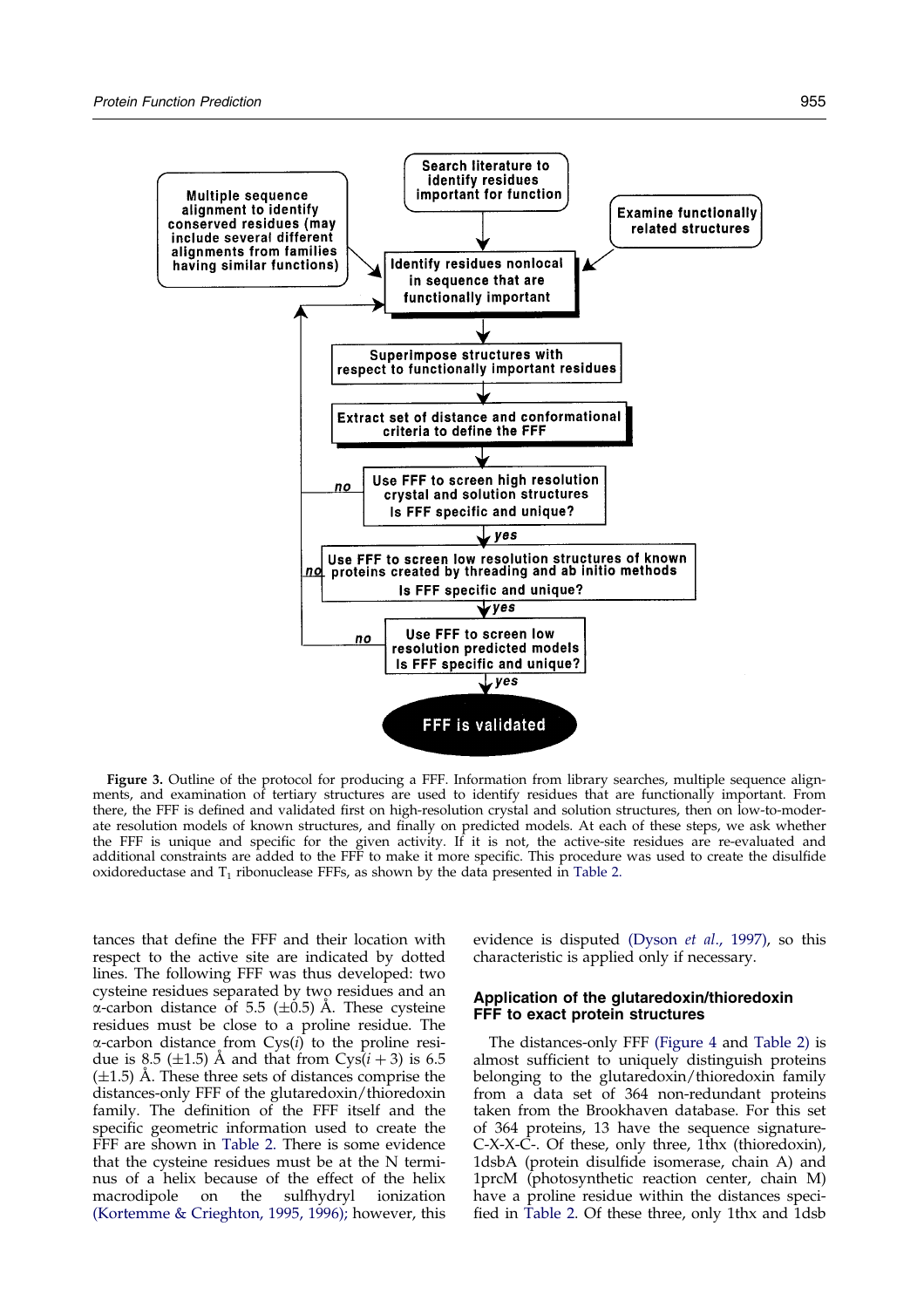**Figure 3.** Outline of the protocol for producing a FFF. Information from library searches, multiple sequence alignments, and examination of tertiary structures are used to identify residues that are functionally important. From there, the FFF is defined and validated first on high-resolution crystal and solution structures, then on low-to-moderate resolution models of known structures, and finally on predicted models. At each of these steps, we ask whether the FFF is unique and specific for the given activity. If it is not, the active-site residues are re-evaluated and additional constraints are added to the FFF to make it more specific. This procedure was used to create the disulfide oxidoreductase and $T_1$ ribonuclease FFFs, as shown by the data presented in Table 2.

tances that define the FFF and their location with respect to the active site are indicated by dotted lines. The following FFF was thus developed: two cysteine residues separated by two residues and an α-carbon distance of 5.5 (±0.5) Å. These cysteine residues must be close to a proline residue. The α-carbon distance from Cys($i$) to the proline residue is 8.5 (±1.5) Å and that from Cys($i+3$) is 6.5 (±1.5) Å. These three sets of distances comprise the distances-only FFF of the glutaredoxin/thioredoxin family. The definition of the FFF itself and the specific geometric information used to create the FFF are shown in Table 2. There is some evidence that the cysteine residues must be at the N terminus of a helix because of the effect of the helix macrodipole on the sulfhydryl ionization (Kortemme & Crieghton, 1995, 1996); however, this evidence is disputed (Dyson *et al*., 1997), so this characteristic is applied only if necessary.

## Application of the glutaredoxin/thioredoxin FFF to exact protein structures

The distances-only FFF (Figure 4 and Table 2) is almost sufficient to uniquely distinguish proteins belonging to the glutaredoxin/thioredoxin family from a data set of 364 non-redundant proteins taken from the Brookhaven database. For this set of 364 proteins, 13 have the sequence signature-C-X-X-C-. Of these, only three, 1thx (thioredoxin), 1dsbA (protein disulfide isomerase, chain A) and 1prcM (photosynthetic reaction center, chain M) have a proline residue within the distances specified in Table 2. Of these three, only 1thx and 1dsb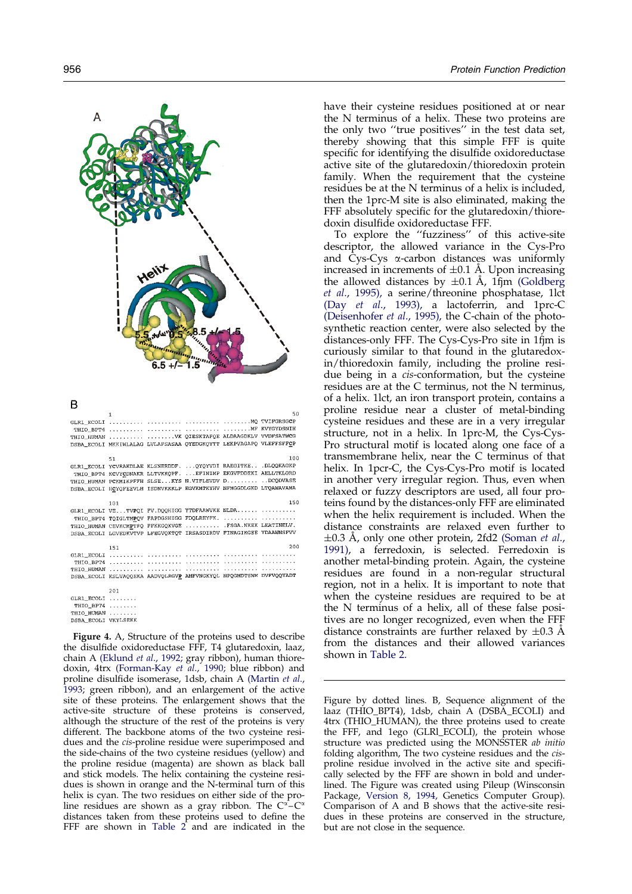B

```
                1                                                  50
GLR1_ECOLI  .......... .......... .......... ........MQ TVIFGRSGCP
 THIO_BPT4  .......... .......... .......... ........MF KVYGYDSNIH
THIO_HUMAN  .......... ........VK QIESKTAFQE ALDAAGDKLV VVDFSATWCG
DSBA_ECOLI  MKKIWLALAG LVLAFSASAA QYEDGKQYTT LEKPVAGAPQ VLEFFSFFCP

                51                                                100
GLR1_ECOLI  YCVRAKDLAE KLSNERDDF. ...QYQYVDI RAEGITKE.. .DLQQKAGKP
 THIO_BPT4  KCVYCDNAKR LLTVKKQPF. ...EFINIMP EKGVFDDEKI AELLTKLGRD
THIO_HUMAN  PCKMIKPFFH SLSE...KYS N.VIFLEVDV D......... ..DCQDVASE
DSBA_ECOLI  HCYQFEEVLH ISDNVKKKLP EGVKMTKYHV NFMGGDLGKD LTQAWAVAMA

                101                                               150
GLR1_ECOLI  VE...TVPQI FV.DQQHIGG YTDFAAWVKE NLDA...... ..........
 THIO_BPT4  TQIGLTMPQV FAPDGSHIGG FDQLREYFK. .......... ..........
THIO_HUMAN  CEVKCMPTFQ FFKKGQKVGE .......... .FSGA.NKEK LEATINELV.
DSBA_ECOLI  LGVEDKVTVP LFEGVQKTQT IRSASDIRDV FINAGIKGEE YDAAWNSFVV

                151                                               200
GLR1_ECOLI  .......... .......... .......... .......... ..........
 THIO_BPT4  .......... .......... .......... .......... ..........
THIO_HUMAN  .......... .......... .......... .......... ..........
DSBA_ECOLI  KSLVAQQEKA AADVQLRGVP AMFVNGKYQL NPQGMDTSNM DVFVQQYADT

                201
GLR1_ECOLI  ........
 THIO_BPT4  ........
THIO_HUMAN  ........
DSBA_ECOLI  VKYLSEKK
```

**Figure 4.** A, Structure of the proteins used to describe the disulfide oxidoreductase FFF, T4 glutaredoxin, laaz, chain A (Eklund *et al.*, 1992; gray ribbon), human thioredoxin, 4trx (Forman-Kay *et al.*, 1990; blue ribbon) and proline disulfide isomerase, 1dsb, chain A (Martin *et al.*, 1993; green ribbon), and an enlargement of the active site of these proteins. The enlargement shows that the active-site structure of these proteins is conserved, although the structure of the rest of the proteins is very different. The backbone atoms of the two cysteine residues and the *cis*-proline residue were superimposed and the side-chains of the two cysteine residues (yellow) and the proline residue (magenta) are shown as black ball and stick models. The helix containing the cysteine residues is shown in orange and the N-terminal turn of this helix is cyan. The two residues on either side of the proline residues are shown as a gray ribbon. The $C^{\alpha}$–$C^{\alpha}$ distances taken from these proteins used to define the FFF are shown in Table 2 and are indicated in the Figure by dotted lines. B, Sequence alignment of the laaz (THIO_BPT4), 1dsb, chain A (DSBA_ECOLI) and 4trx (THIO_HUMAN), the three proteins used to create the FFF, and 1ego (GLRl_ECOLI), the protein whose structure was predicted using the MONSSTER *ab initio* folding algorithm, The two cysteine residues and the *cis*-proline residue involved in the active site and specifically selected by the FFF are shown in bold and underlined. The Figure was created using Pileup (Winsconsin Package, Version 8, 1994, Genetics Computer Group). Comparison of A and B shows that the active-site residues in these proteins are conserved in the structure, but are not close in the sequence.

have their cysteine residues positioned at or near the N terminus of a helix. These two proteins are the only two "true positives" in the test data set, thereby showing that this simple FFF is quite specific for identifying the disulfide oxidoreductase active site of the glutaredoxin/thioredoxin protein family. When the requirement that the cysteine residues be at the N terminus of a helix is included, then the 1prc-M site is also eliminated, making the FFF absolutely specific for the glutaredoxin/thioredoxin disulfide oxidoreductase FFF.

To explore the "fuzziness" of this active-site descriptor, the allowed variance in the Cys-Pro and Cys-Cys α-carbon distances was uniformly increased in increments of ±0.1 Å. Upon increasing the allowed distances by ±0.1 Å, 1fjm (Goldberg *et al.*, 1995), a serine/threonine phosphatase, 1lct (Day *et al.*, 1993), a lactoferrin, and 1prc-C (Deisenhofer *et al.*, 1995), the C-chain of the photosynthetic reaction center, were also selected by the distances-only FFF. The Cys-Cys-Pro site in 1fjm is curiously similar to that found in the glutaredoxin/thioredoxin family, including the proline residue being in a *cis*-conformation, but the cysteine residues are at the C terminus, not the N terminus, of a helix. 1lct, an iron transport protein, contains a proline residue near a cluster of metal-binding cysteine residues and these are in a very irregular structure, not in a helix. In 1prc-M, the Cys-Cys-Pro structural motif is located along one face of a transmembrane helix, near the C terminus of that helix. In 1pcr-C, the Cys-Cys-Pro motif is located in another very irregular region. Thus, even when relaxed or fuzzy descriptors are used, all four proteins found by the distances-only FFF are eliminated when the helix requirement is included. When the distance constraints are relaxed even further to ±0.3 Å, only one other protein, 2fd2 (Soman *et al.*, 1991), a ferredoxin, is selected. Ferredoxin is another metal-binding protein. Again, the cysteine residues are found in a non-regular structural region, not in a helix. It is important to note that when the cysteine residues are required to be at the N terminus of a helix, all of these false positives are no longer recognized, even when the FFF distance constraints are further relaxed by ±0.3 Å from the distances and their allowed variances shown in Table 2.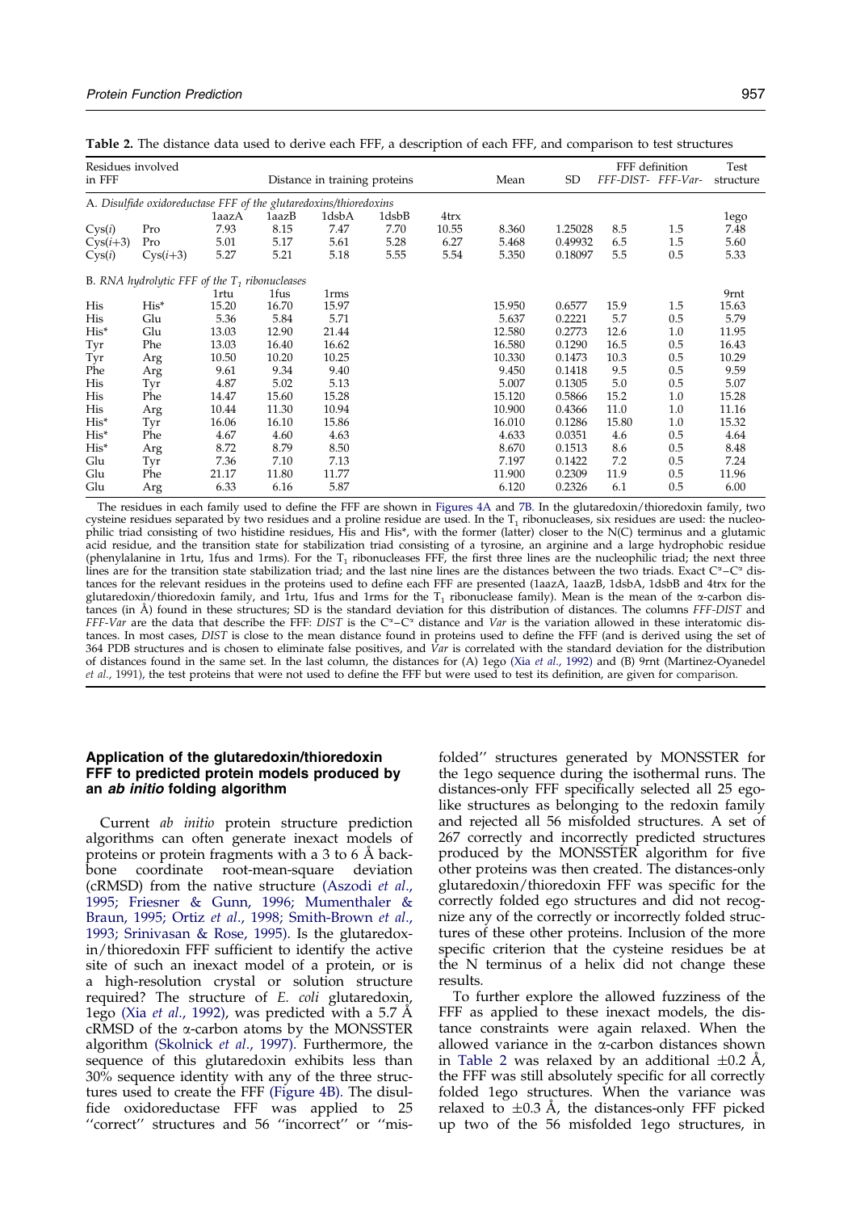**Table 2.** The distance data used to derive each FFF, a description of each FFF, and comparison to test structures

| Residues involved in FFF | | Distance in training proteins | | | | | Mean | SD | FFF definition FFF-DIST- | FFF-Var- | Test structure |
|---|---|---|---|---|---|---|---|---|---|---|---|
| *A. Disulfide oxidoreductase FFF of the glutaredoxins/thioredoxins* | | | | | | | | | | | |
| | | 1aazA | 1aazB | 1dsbA | 1dsbB | 4trx | | | | | 1ego |
| Cys(*i*) | Pro | 7.93 | 8.15 | 7.47 | 7.70 | 10.55 | 8.360 | 1.25028 | 8.5 | 1.5 | 7.48 |
| Cys(*i*+3) | Pro | 5.01 | 5.17 | 5.61 | 5.28 | 6.27 | 5.468 | 0.49932 | 6.5 | 1.5 | 5.60 |
| Cys(*i*) | Cys(*i*+3) | 5.27 | 5.21 | 5.18 | 5.55 | 5.54 | 5.350 | 0.18097 | 5.5 | 0.5 | 5.33 |
| *B. RNA hydrolytic FFF of the $T_1$ ribonucleases* | | | | | | | | | | | |
| | | 1rtu | 1fus | 1rms | | | | | | | 9rnt |
| His | His* | 15.20 | 16.70 | 15.97 | | | 15.950 | 0.6577 | 15.9 | 1.5 | 15.63 |
| His | Glu | 5.36 | 5.84 | 5.71 | | | 5.637 | 0.2221 | 5.7 | 0.5 | 5.79 |
| His* | Glu | 13.03 | 12.90 | 21.44 | | | 12.580 | 0.2773 | 12.6 | 1.0 | 11.95 |
| Tyr | Phe | 13.03 | 16.40 | 16.62 | | | 16.580 | 0.1290 | 16.5 | 0.5 | 16.43 |
| Tyr | Arg | 10.50 | 10.20 | 10.25 | | | 10.330 | 0.1473 | 10.3 | 0.5 | 10.29 |
| Phe | Arg | 9.61 | 9.34 | 9.40 | | | 9.450 | 0.1418 | 9.5 | 0.5 | 9.59 |
| His | Tyr | 4.87 | 5.02 | 5.13 | | | 5.007 | 0.1305 | 5.0 | 0.5 | 5.07 |
| His | Phe | 14.47 | 15.60 | 15.28 | | | 15.120 | 0.5866 | 15.2 | 1.0 | 15.28 |
| His | Arg | 10.44 | 11.30 | 10.94 | | | 10.900 | 0.4366 | 11.0 | 1.0 | 11.16 |
| His* | Tyr | 16.06 | 16.10 | 15.86 | | | 16.010 | 0.1286 | 15.80 | 1.0 | 15.32 |
| His* | Phe | 4.67 | 4.60 | 4.63 | | | 4.633 | 0.0351 | 4.6 | 0.5 | 4.64 |
| His* | Arg | 8.72 | 8.79 | 8.50 | | | 8.670 | 0.1513 | 8.6 | 0.5 | 8.48 |
| Glu | Tyr | 7.36 | 7.10 | 7.13 | | | 7.197 | 0.1422 | 7.2 | 0.5 | 7.24 |
| Glu | Phe | 21.17 | 11.80 | 11.77 | | | 11.900 | 0.2309 | 11.9 | 0.5 | 11.96 |
| Glu | Arg | 6.33 | 6.16 | 5.87 | | | 6.120 | 0.2326 | 6.1 | 0.5 | 6.00 |

The residues in each family used to define the FFF are shown in Figures 4A and 7B. In the glutaredoxin/thioredoxin family, two cysteine residues separated by two residues and a proline residue are used. In the $T_1$ ribonucleases, six residues are used: the nucleophilic triad consisting of two histidine residues, His and His*, with the former (latter) closer to the N(C) terminus and a glutamic acid residue, and the transition state for stabilization triad consisting of a tyrosine, an arginine and a large hydrophobic residue (phenylalanine in 1rtu, 1fus and 1rms). For the $T_1$ ribonucleases FFF, the first three lines are the nucleophilic triad; the next three lines are for the transition state stabilization triad; and the last nine lines are the distances between the two triads. Exact $C^\alpha$–$C^\alpha$ distances for the relevant residues in the proteins used to define each FFF are presented (1aazA, 1aazB, 1dsbA, 1dsbB and 4trx for the glutaredoxin/thioredoxin family, and 1rtu, 1fus and 1rms for the $T_1$ ribonuclease family). Mean is the mean of the α-carbon distances (in Å) found in these structures; SD is the standard deviation for this distribution of distances. The columns *FFF-DIST* and *FFF-Var* are the data that describe the FFF: *DIST* is the $C^\alpha$–$C^\alpha$ distance and *Var* is the variation allowed in these interatomic distances. In most cases, *DIST* is close to the mean distance found in proteins used to define the FFF (and is derived using the set of 364 PDB structures and is chosen to eliminate false positives, and *Var* is correlated with the standard deviation for the distribution of distances found in the same set. In the last column, the distances for (A) 1ego (Xia *et al.*, 1992) and (B) 9rnt (Martinez-Oyanedel *et al.*, 1991), the test proteins that were not used to define the FFF but were used to test its definition, are given for comparison.

### Application of the glutaredoxin/thioredoxin FFF to predicted protein models produced by an *ab initio* folding algorithm

Current *ab initio* protein structure prediction algorithms can often generate inexact models of proteins or protein fragments with a 3 to 6 Å backbone coordinate root-mean-square deviation (cRMSD) from the native structure (Aszodi *et al.*, 1995; Friesner & Gunn, 1996; Mumenthaler & Braun, 1995; Ortiz *et al.*, 1998; Smith-Brown *et al.*, 1993; Srinivasan & Rose, 1995). Is the glutaredoxin/thioredoxin FFF sufficient to identify the active site of such an inexact model of a protein, or is a high-resolution crystal or solution structure required? The structure of *E. coli* glutaredoxin, 1ego (Xia *et al.*, 1992), was predicted with a 5.7 Å cRMSD of the α-carbon atoms by the MONSSTER algorithm (Skolnick *et al.*, 1997). Furthermore, the sequence of this glutaredoxin exhibits less than 30% sequence identity with any of the three structures used to create the FFF (Figure 4B). The disulfide oxidoreductase FFF was applied to 25 ''correct'' structures and 56 ''incorrect'' or ''misfolded'' structures generated by MONSSTER for the 1ego sequence during the isothermal runs. The distances-only FFF specifically selected all 25 ego-like structures as belonging to the redoxin family and rejected all 56 misfolded structures. A set of 267 correctly and incorrectly predicted structures produced by the MONSSTER algorithm for five other proteins was then created. The distances-only glutaredoxin/thioredoxin FFF was specific for the correctly folded ego structures and did not recognize any of the correctly or incorrectly folded structures of these other proteins. Inclusion of the more specific criterion that the cysteine residues be at the N terminus of a helix did not change these results.

To further explore the allowed fuzziness of the FFF as applied to these inexact models, the distance constraints were again relaxed. When the allowed variance in the α-carbon distances shown in Table 2 was relaxed by an additional ±0.2 Å, the FFF was still absolutely specific for all correctly folded 1ego structures. When the variance was relaxed to ±0.3 Å, the distances-only FFF picked up two of the 56 misfolded 1ego structures, in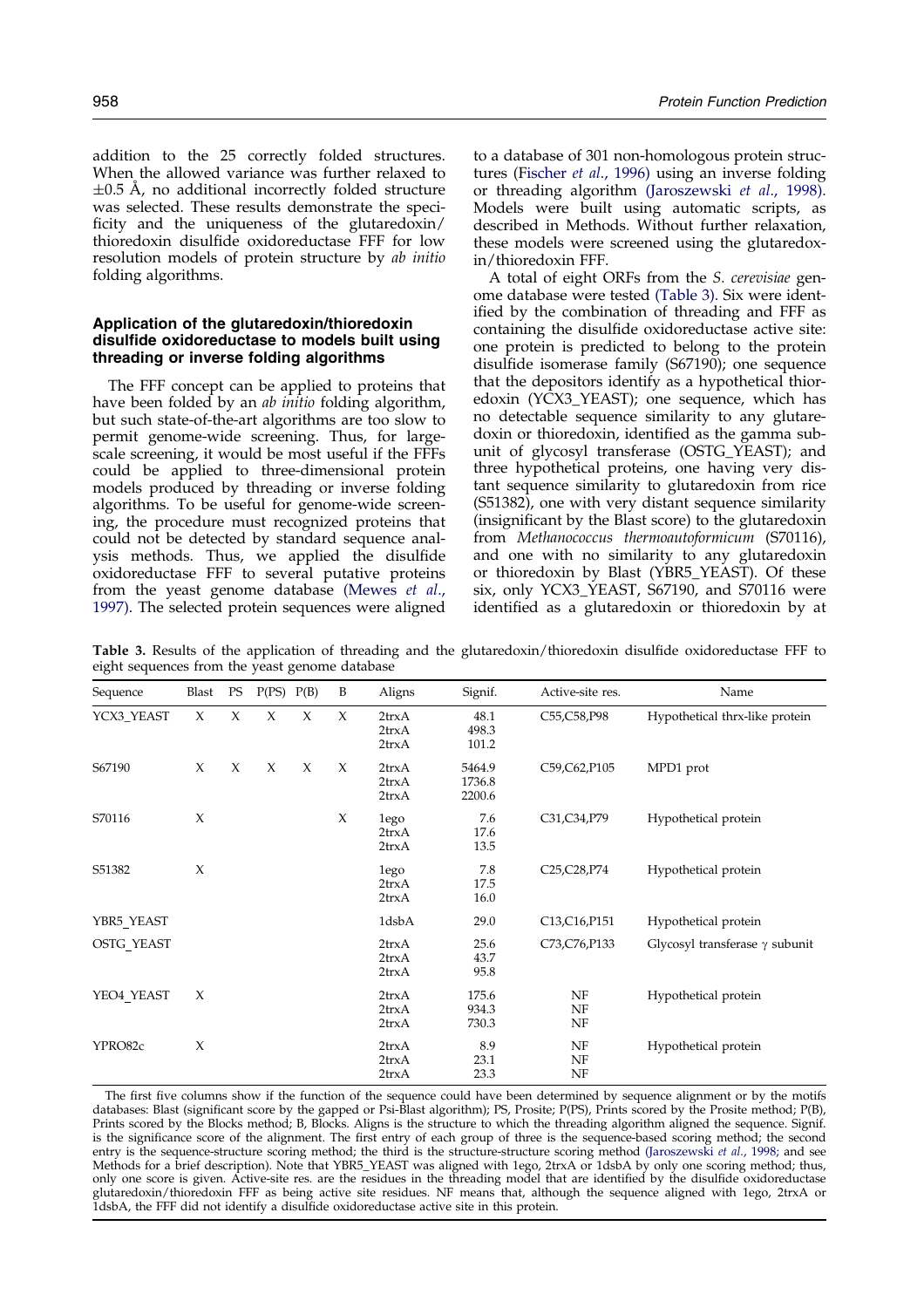addition to the 25 correctly folded structures. When the allowed variance was further relaxed to ±0.5 Å, no additional incorrectly folded structure was selected. These results demonstrate the specificity and the uniqueness of the glutaredoxin/thioredoxin disulfide oxidoreductase FFF for low resolution models of protein structure by *ab initio* folding algorithms.

### Application of the glutaredoxin/thioredoxin disulfide oxidoreductase to models built using threading or inverse folding algorithms

The FFF concept can be applied to proteins that have been folded by an *ab initio* folding algorithm, but such state-of-the-art algorithms are too slow to permit genome-wide screening. Thus, for large-scale screening, it would be most useful if the FFFs could be applied to three-dimensional protein models produced by threading or inverse folding algorithms. To be useful for genome-wide screening, the procedure must recognized proteins that could not be detected by standard sequence analysis methods. Thus, we applied the disulfide oxidoreductase FFF to several putative proteins from the yeast genome database (Mewes *et al*., 1997). The selected protein sequences were aligned to a database of 301 non-homologous protein structures (Fischer *et al*., 1996) using an inverse folding or threading algorithm (Jaroszewski *et al*., 1998). Models were built using automatic scripts, as described in Methods. Without further relaxation, these models were screened using the glutaredoxin/thioredoxin FFF.

A total of eight ORFs from the *S. cerevisiae* genome database were tested (Table 3). Six were identified by the combination of threading and FFF as containing the disulfide oxidoreductase active site: one protein is predicted to belong to the protein disulfide isomerase family (S67190); one sequence that the depositors identify as a hypothetical thioredoxin (YCX3_YEAST); one sequence, which has no detectable sequence similarity to any glutaredoxin or thioredoxin, identified as the gamma subunit of glycosyl transferase (OSTG_YEAST); and three hypothetical proteins, one having very distant sequence similarity to glutaredoxin from rice (S51382), one with very distant sequence similarity (insignificant by the Blast score) to the glutaredoxin from *Methanococcus thermoautoformicum* (S70116), and one with no similarity to any glutaredoxin or thioredoxin by Blast (YBR5_YEAST). Of these six, only YCX3_YEAST, S67190, and S70116 were identified as a glutaredoxin or thioredoxin by at

**Table 3.** Results of the application of threading and the glutaredoxin/thioredoxin disulfide oxidoreductase FFF to eight sequences from the yeast genome database

| Sequence | Blast | PS | P(PS) | P(B) | B | Aligns | Signif. | Active-site res. | Name |
|---|---|---|---|---|---|---|---|---|---|
| YCX3_YEAST | X | X | X | X | X | 2trxA<br>2trxA<br>2trxA | 48.1<br>498.3<br>101.2 | C55,C58,P98 | Hypothetical thrx-like protein |
| S67190 | X | X | X | X | X | 2trxA<br>2trxA<br>2trxA | 5464.9<br>1736.8<br>2200.6 | C59,C62,P105 | MPD1 prot |
| S70116 | X | | | | X | 1ego<br>2trxA<br>2trxA | 7.6<br>17.6<br>13.5 | C31,C34,P79 | Hypothetical protein |
| S51382 | X | | | | | 1ego<br>2trxA<br>2trxA | 7.8<br>17.5<br>16.0 | C25,C28,P74 | Hypothetical protein |
| YBR5_YEAST | | | | | | 1dsbA | 29.0 | C13,C16,P151 | Hypothetical protein |
| OSTG_YEAST | | | | | | 2trxA<br>2trxA<br>2trxA | 25.6<br>43.7<br>95.8 | C73,C76,P133 | Glycosyl transferase $\gamma$ subunit |
| YEO4_YEAST | X | | | | | 2trxA<br>2trxA<br>2trxA | 175.6<br>934.3<br>730.3 | NF<br>NF<br>NF | Hypothetical protein |
| YPRO82c | X | | | | | 2trxA<br>2trxA<br>2trxA | 8.9<br>23.1<br>23.3 | NF<br>NF<br>NF | Hypothetical protein |

The first five columns show if the function of the sequence could have been determined by sequence alignment or by the motifs databases: Blast (significant score by the gapped or Psi-Blast algorithm); PS, Prosite; P(PS), Prints scored by the Prosite method; P(B), Prints scored by the Blocks method; B, Blocks. Aligns is the structure to which the threading algorithm aligned the sequence. Signif. is the significance score of the alignment. The first entry of each group of three is the sequence-based scoring method; the second entry is the sequence-structure scoring method; the third is the structure-structure scoring method (Jaroszewski *et al*., 1998; and see Methods for a brief description). Note that YBR5_YEAST was aligned with 1ego, 2trxA or 1dsbA by only one scoring method; thus, only one score is given. Active-site res. are the residues in the threading model that are identified by the disulfide oxidoreductase glutaredoxin/thioredoxin FFF as being active site residues. NF means that, although the sequence aligned with 1ego, 2trxA or 1dsbA, the FFF did not identify a disulfide oxidoreductase active site in this protein.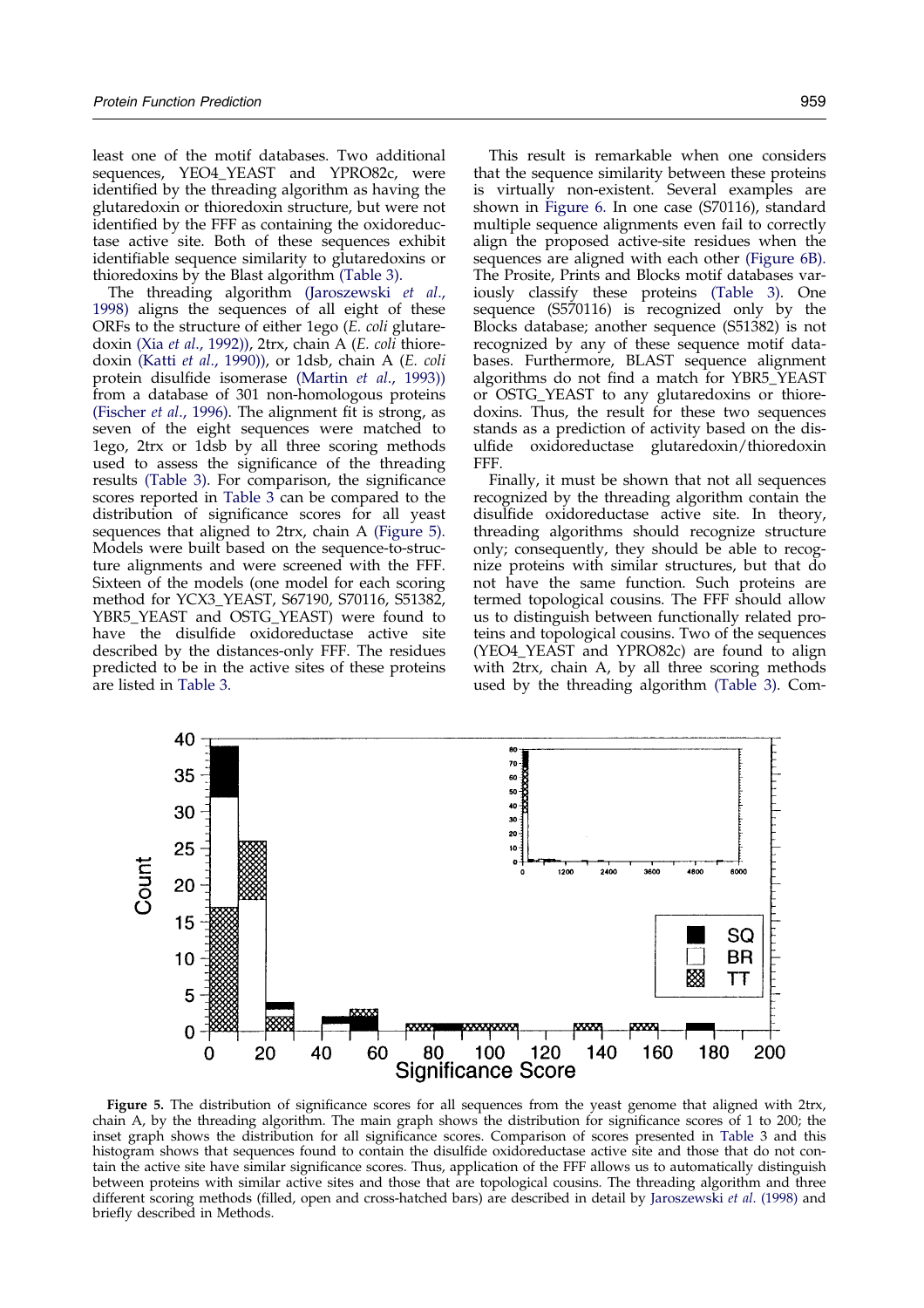least one of the motif databases. Two additional sequences, YEO4_YEAST and YPRO82c, were identified by the threading algorithm as having the glutaredoxin or thioredoxin structure, but were not identified by the FFF as containing the oxidoreductase active site. Both of these sequences exhibit identifiable sequence similarity to glutaredoxins or thioredoxins by the Blast algorithm (Table 3).

The threading algorithm (Jaroszewski *et al.*, 1998) aligns the sequences of all eight of these ORFs to the structure of either 1ego (*E. coli* glutaredoxin (Xia *et al.*, 1992)), 2trx, chain A (*E. coli* thioredoxin (Katti *et al.*, 1990)), or 1dsb, chain A (*E. coli* protein disulfide isomerase (Martin *et al.*, 1993)) from a database of 301 non-homologous proteins (Fischer *et al.*, 1996). The alignment fit is strong, as seven of the eight sequences were matched to 1ego, 2trx or 1dsb by all three scoring methods used to assess the significance of the threading results (Table 3). For comparison, the significance scores reported in Table 3 can be compared to the distribution of significance scores for all yeast sequences that aligned to 2trx, chain A (Figure 5). Models were built based on the sequence-to-structure alignments and were screened with the FFF. Sixteen of the models (one model for each scoring method for YCX3_YEAST, S67190, S70116, S51382, YBR5_YEAST and OSTG_YEAST) were found to have the disulfide oxidoreductase active site described by the distances-only FFF. The residues predicted to be in the active sites of these proteins are listed in Table 3.

This result is remarkable when one considers that the sequence similarity between these proteins is virtually non-existent. Several examples are shown in Figure 6. In one case (S70116), standard multiple sequence alignments even fail to correctly align the proposed active-site residues when the sequences are aligned with each other (Figure 6B). The Prosite, Prints and Blocks motif databases variously classify these proteins (Table 3). One sequence (S570116) is recognized only by the Blocks database; another sequence (S51382) is not recognized by any of these sequence motif databases. Furthermore, BLAST sequence alignment algorithms do not find a match for YBR5_YEAST or OSTG_YEAST to any glutaredoxins or thioredoxins. Thus, the result for these two sequences stands as a prediction of activity based on the disulfide oxidoreductase glutaredoxin/thioredoxin FFF.

Finally, it must be shown that not all sequences recognized by the threading algorithm contain the disulfide oxidoreductase active site. In theory, threading algorithms should recognize structure only; consequently, they should be able to recognize proteins with similar structures, but that do not have the same function. Such proteins are termed topological cousins. The FFF should allow us to distinguish between functionally related proteins and topological cousins. Two of the sequences (YEO4_YEAST and YPRO82c) are found to align with 2trx, chain A, by all three scoring methods used by the threading algorithm (Table 3). Com-

**Figure 5.** The distribution of significance scores for all sequences from the yeast genome that aligned with 2trx, chain A, by the threading algorithm. The main graph shows the distribution for significance scores of 1 to 200; the inset graph shows the distribution for all significance scores. Comparison of scores presented in Table 3 and this histogram shows that sequences found to contain the disulfide oxidoreductase active site and those that do not contain the active site have similar significance scores. Thus, application of the FFF allows us to automatically distinguish between proteins with similar active sites and those that are topological cousins. The threading algorithm and three different scoring methods (filled, open and cross-hatched bars) are described in detail by Jaroszewski *et al.* (1998) and briefly described in Methods.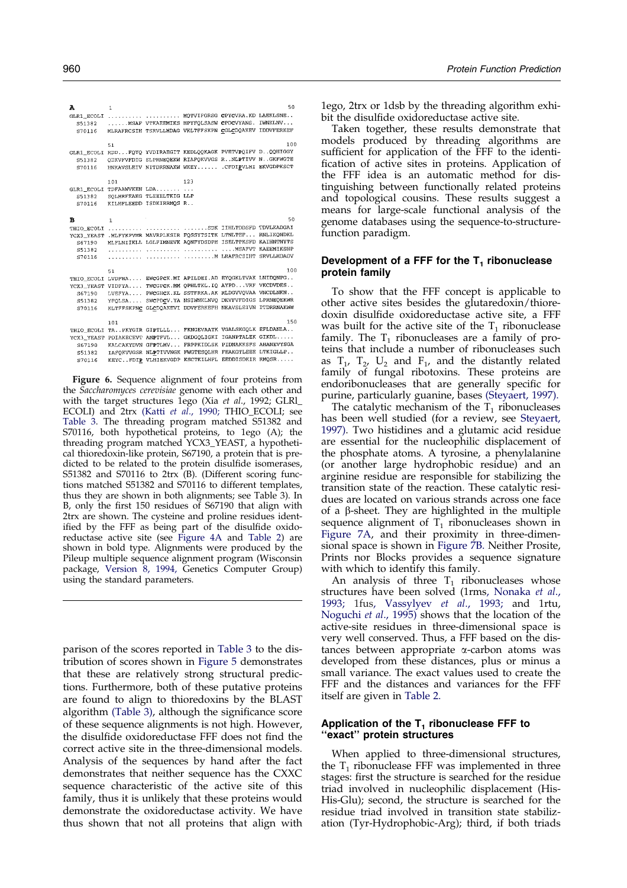```
A           1                                                50
GLR1_ECOLI  .......... .......... MQTVIFGRSG CPYCVRA.KD LAEKLSNE..
S51382      ......MSAF VPKAEEMIKS HPYFQLSAGW CPDCVYANS. IWNKLNV...
S70116      MLRAFRCSIH TSRVLLHDAG VKLTFFSKPN CGLCDQAKEV IDDVFERKEF

            51                                               100
GLR1_ECOLI  RDD...FQYQ YVDIRAEGIT KEDLQQKAGK PVETVPQIFV D..QQHIGGY
S51382      QDKVFVFDIG SLPRNEQEKW RIAFQKVVGS R..NLPTIVV N..GKFWGTE
S70116      HNKAVSLEIV NITDRRNAKW WEKY...... .CFDIPVLHI EKVGDPKSCT

            101           123
GLR1_ECOLI  TDFAAWVKEN LDA....... ...
S51382      SQLHRFEAKG TLEEELTKIG LLP
S70116      KILHFLEEDD ISDKIRRMQS R..

B           1                                                50
THIO_ECOLI  .......... .......... .......SDK IIHLTDDSFD TDVLKADGAI
YCX3_YEAST  .MLFYKPVMR MAVRPLKSIR FQSSYTSITK LTNLTEF... RNLIKQNDKL
S67190      MLFLNIIKLL LGLFIMNEVK AQNFYDSDPH ISELTPKSFD KAIHNTNYTS
S51382      .......... .......... .......... ....MSAFVT KAEEMIKSHP
S70116      .......... .......... .........M LRAFRCSIHT SRVLLHDAGV

            51                                               100
THIO_ECOLI  LVDFWA.... EWCGPCK.MI APILDEI.AD EYQGKLTVAK LNIDQNPG..
YCX3_YEAST  VIDFYA.... TWCGPCK.MM QPHLTKL.IQ AYPD...VRF VKCDVDES..
S67190      LVEFYA.... PWCGHCK.KL SSTFRKA.AK RLDGVVQVAA VNCDLNKN..
S51382      YFQLSA.... SWCPDCV.YA NSIWNKLNVQ DKVFVFDIGS LPRNEQEKWR
S70116      KLTFFSKPNC GLCDQAKEVI DDVFERKEFH NKAVSLEIVN ITDRRNAKWW

            101                                              150
THIO_ECOLI  TA..PKYGIR GIPTLLL... FKNGEVAATK VGALSKGQLK EFLDANLA..
YCX3_YEAST  PDIAKECEVT AMPTFVL... GKDGQLIGKI IGANPTALEK GIKDL.....
S67190      KALCAKYDVN GFPTLMV... FRPPKIDLSK PIDNAKKSFS AHANEVYSGA
S51382      IAFQKVVGSR NLPTIVVNGK FWGTESQLHR FEAKGTLEEE LTKIGLLP..
S70116      KEYC..FDIP VLHIEKVGDP KSCTKILHFL EEDDISDKIR RMQSR.....
```

**Figure 6.** Sequence alignment of four proteins from the *Saccharomyces cerevisiae* genome with each other and with the target structures 1ego (Xia *et al*., 1992; GLRl_ECOLI) and 2trx (Katti *et al*., 1990; THIO_ECOLI; see Table 3. The threading program matched S51382 and S70116, both hypothetical proteins, to 1ego (A); the threading program matched YCX3_YEAST, a hypothetical thioredoxin-like protein, S67190, a protein that is predicted to be related to the protein disulfide isomerases, S51382 and S70116 to 2trx (B). (Different scoring functions matched S51382 and S70116 to different templates, thus they are shown in both alignments; see Table 3). In B, only the first 150 residues of S67190 that align with 2trx are shown. The cysteine and proline residues identified by the FFF as being part of the disulfide oxidoreductase active site (see Figure 4A and Table 2) are shown in bold type. Alignments were produced by the Pileup multiple sequence alignment program (Wisconsin package, Version 8, 1994, Genetics Computer Group) using the standard parameters.

parison of the scores reported in Table 3 to the distribution of scores shown in Figure 5 demonstrates that these are relatively strong structural predictions. Furthermore, both of these putative proteins are found to align to thioredoxins by the BLAST algorithm (Table 3), although the significance score of these sequence alignments is not high. However, the disulfide oxidoreductase FFF does not find the correct active site in the three-dimensional models. Analysis of the sequences by hand after the fact demonstrates that neither sequence has the CXXC sequence characteristic of the active site of this family, thus it is unlikely that these proteins would demonstrate the oxidoreductase activity. We have thus shown that not all proteins that align with 1ego, 2trx or 1dsb by the threading algorithm exhibit the disulfide oxidoreductase active site.

Taken together, these results demonstrate that models produced by threading algorithms are sufficient for application of the FFF to the identification of active sites in proteins. Application of the FFF idea is an automatic method for distinguishing between functionally related proteins and topological cousins. These results suggest a means for large-scale functional analysis of the genome databases using the sequence-to-structure-function paradigm.

## Development of a FFF for the $T_1$ ribonuclease protein family

To show that the FFF concept is applicable to other active sites besides the glutaredoxin/thioredoxin disulfide oxidoreductase active site, a FFF was built for the active site of the $T_1$ ribonuclease family. The $T_1$ ribonucleases are a family of proteins that include a number of ribonucleases such as $T_1$, $T_2$, $U_2$ and $F_1$, and the distantly related family of fungal ribotoxins. These proteins are endoribonucleases that are generally specific for purine, particularly guanine, bases (Steyaert, 1997).

The catalytic mechanism of the $T_1$ ribonucleases has been well studied (for a review, see Steyaert, 1997). Two histidines and a glutamic acid residue are essential for the nucleophilic displacement of the phosphate atoms. A tyrosine, a phenylalanine (or another large hydrophobic residue) and an arginine residue are responsible for stabilizing the transition state of the reaction. These catalytic residues are located on various strands across one face of a β-sheet. They are highlighted in the multiple sequence alignment of $T_1$ ribonucleases shown in Figure 7A, and their proximity in three-dimensional space is shown in Figure 7B. Neither Prosite, Prints nor Blocks provides a sequence signature with which to identify this family.

An analysis of three $T_1$ ribonucleases whose structures have been solved (1rms, Nonaka *et al*., 1993; 1fus, Vassylyev *et al*., 1993; and 1rtu, Noguchi *et al*., 1995) shows that the location of the active-site residues in three-dimensional space is very well conserved. Thus, a FFF based on the distances between appropriate α-carbon atoms was developed from these distances, plus or minus a small variance. The exact values used to create the FFF and the distances and variances for the FFF itself are given in Table 2.

## Application of the $T_1$ ribonuclease FFF to "exact" protein structures

When applied to three-dimensional structures, the $T_1$ ribonuclease FFF was implemented in three stages: first the structure is searched for the residue triad involved in nucleophilic displacement (His-His-Glu); second, the structure is searched for the residue triad involved in transition state stabilization (Tyr-Hydrophobic-Arg); third, if both triads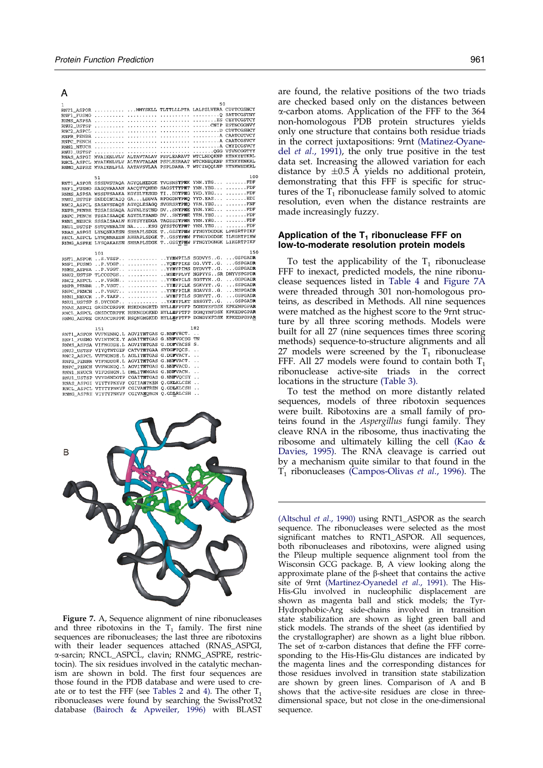A

```
1                                                         50
RNT1_ASPOR .......... ...MMYSKLL TLTTLLLPTA LALPSLVERA CDYTCGSNCY
RNF1_FUSMO .......... .......... .......... .........Q SATTCGSTNY
RNMS_ASPSA .......... .......... .......... ........ES CEYTCGSTCY
RNU2_USTSP .......... .......... .......... ......CNIP ESTNCGGNVY
RNC2_ASPCL .......... .......... .......... .........D CDYTCGSHCY
RNPB_PENBR .......... .......... .......... .........A CAATCGTVCY
RNPC_PENCH .......... .......... .......... .........A CAATCGSVCY
RNN1_NEUCR .......... .......... .......... .........A CMYICGSVCY
RNU1_USTSP .......... .......... .......... .......QGG VSVNCGGTYY
RNAS_ASPGI MVAIKNLVLV ALTAVTALAV PSPLEARAVT WTCLNDQKNP KTNKYETKRL
RNCL_ASPCL MVAIKNLVLV ALTAVTALAM PSPLEERAAT WTCMNEQKNP KTNKYENKRL
RNMG_ASPRE MVAIKNLFLL AATAVSVLAA PSPLDARA.T WTCINQQLNP KTNKWEDKRL

51                                                        100
RNT1_ASPOR SSSDVSTAQA AGYQLHEDGE TVGSNSYPHK YNN.YEG... .......FDF
RNF1_FUSMO SASQVRAAAN AACQYYQNDD SAGSTTYPHT YNN.YEG... .......FDF
RNMS_ASPSA WSSDVSAAKA KGYSLYESGD TI..DDYPHE YHD.YEG... .......FDF
RNU2_USTSP SKDDINTAIQ GA...LDDVA NGDRPDNYPHQ YYD.EAS... .......EDI
RNC2_ASPCL SASAVSDAQS AGYQLESAGQ SVGRSRYPHQ YRN.YEG... .......FNF
RNPB_PENBR TSSAISSAQA AGYNLYSTND DV..SNYPHE YHN.YEG... .......FDF
RNPC_PENCH TSSAISAAQE AGYDLYSAND DV..SNYPHE YRN.YEG... .......FDF
RNN1_NEUCR SSSAISAALN KGYSYYEDGA TAGSSSYPHR YNN.YEG... .......FDF
RNU1_USTSP SSTQVNRAIN NA.....KSG QYSSTGYPHT YNN.YEG... .......FDF
RNAS_ASPGI LYNQNKAESN SHHAPLSDGK T..GSSYPHW FTNGYDGDGK LPKGRTPIKF
RNCL_ASPCL LYNQNNAESN AHHAPLSDGK T..GSSYPHW FTNGYDGDGK ILKGRTPIKW
RNMG_ASPRE LYSQAKAESN SHHAPLSDGK T..GSSYPHW FTNGYDGDGK LIKGRTPIKF

101                                                       150
RNT1_ASPOR ..S.VSSP.. .......... ..YYEWPILS SGDVYS..G. ..GSPGADR
RNF1_FUSMO ..P.VDGP.. .......... ..YQEFPIKS GG.VYT..G. ..GSPGADR
RNMS_ASPSA ..P.VSGT.. .......... ..YYEYPIMS DYDVYT..G. ..GSPGADR
RNU2_USTSP TLCCGPGS.. .......... ..WSEFPLVY NGPYYS..SR DNYVSPGPDR
RNC2_ASPCL ..P.VSGN.. .......... ..YYEWPILS SGSTYN..G. ..GSPGADR
RNPB_PENBR ..P.VSGT.. .......... ..YYEFPILR SGKVYT..G. ..SSPGADR
RNPC_PENCH ..P.VSGT.. .......... ..YYEFPILR SGAVYS..G. ..NSPGADR
RNN1_NEUCR ..P.TAKP.. .......... ..WYEFPILS SGRVYT..G. ..GSPGADR
RNU1_USTSP S.DYCDGP.. .......... ..YKEYPLKT SSSGYT..G. ..GSPGADR
RNAS_ASPGI GKSDCDRPPK HSKDGNGKTD HYLLEFPTFP DGHDYKFDSK KPKENPGPAR
RNCL_ASPCL GNSDCDRPPK HSKNGDGKND HYLLEFPTFP DGHQYNFDSK KPKEDPGPAR
RNMG_ASPRE GKADCDRPPK HSQNGMGKDD HYLLEFPTFP DGHDYKFDSK KPKEDPGPAR

151                                 182
RNT1_ASPOR VVFNENNQ.L AGVITHTGAS G.NNFVECT. ..
RNF1_FUSMO VVINTNCE.Y AGAITHTGAS G.NNFVGCSG TN
RNMS_ASPSA VIFNGDDE.L AGVITHTGAS G.DDFVACSS S.
RNU2_USTSP VIYQTNTGEF CATVTHTGAA SYDGFTQCS. ..
RNC2_ASPCL VVFNDNDE.L AGLITHTGAS G.DGFVACY. ..
RNPB_PENBR VIFNDDDE.L AGVITHTGAS G.NNFVACT. ..
RNPC_PENCH VVFNGNDQ.L AGVITHTGAS G.NNFVACD. ..
RNN1_NEUCR VIFDSHGN.L DMLITHNGAS G.NNFVACN. ..
RNU1_USTSP VVYDSNDGTF CGAITHTGAS G.NNFVQCSY ..
RNAS_ASPGI VIYTYPNKVF CGIIAHTKEN Q.GELKLCSH ..
RNCL_ASPCL VIYTYPNKVF CGIVAHTREN Q.GDLKLCSH ..
RNMG_ASPRE VIYTYPNKVF CGIVAHQRGN Q.GDLRLCSH ..
```

B

**Figure 7.** A, Sequence alignment of nine ribonucleases and three ribotoxins in the $T_1$ family. The first nine sequences are ribonucleases; the last three are ribotoxins with their leader sequences attached (RNAS_ASPGI, α-sarcin; RNCL_ASPCL, clavin; RNMG_ASPRE, restrictocin). The six residues involved in the catalytic mechanism are shown in bold. The first four sequences are those found in the PDB database and were used to create or to test the FFF (see Tables 2 and 4). The other $T_1$ ribonucleases were found by searching the SwissProt32 database (Bairoch & Apweiler, 1996) with BLAST (Altschul *et al.*, 1990) using RNT1_ASPOR as the search sequence. The ribonucleases were selected as the most significant matches to RNT1_ASPOR. All sequences, both ribonucleases and ribotoxins, were aligned using the Pileup multiple sequence alignment tool from the Wisconsin GCG package. B, A view looking along the approximate plane of the β-sheet that contains the active site of 9rnt (Martinez-Oyanedel *et al.*, 1991). The His-His-Glu involved in nucleophilic displacement are shown as magenta ball and stick models; the Tyr-Hydrophobic-Arg side-chains involved in transition state stabilization are shown as light green ball and stick models. The strands of the sheet (as identified by the crystallographer) are shown as a light blue ribbon. The set of α-carbon distances that define the FFF corresponding to the His-His-Glu distances are indicated by the magenta lines and the corresponding distances for those residues involved in transition state stabilization are shown by green lines. Comparison of A and B shows that the active-site residues are close in three-dimensional space, but not close in the one-dimensional sequence.

are found, the relative positions of the two triads are checked based only on the distances between α-carbon atoms. Application of the FFF to the 364 non-homologous PDB protein structures yields only one structure that contains both residue triads in the correct juxtapositions: 9rnt (Matinez-Oyanedel *et al.*, 1991), the only true positive in the test data set. Increasing the allowed variation for each distance by ±0.5 Å yields no additional protein, demonstrating that this FFF is specific for structures of the $T_1$ ribonuclease family solved to atomic resolution, even when the distance restraints are made increasingly fuzzy.

## Application of the $T_1$ ribonuclease FFF on low-to-moderate resolution protein models

To test the applicability of the $T_1$ ribonuclease FFF to inexact, predicted models, the nine ribonuclease sequences listed in Table 4 and Figure 7A were threaded through 301 non-homologous proteins, as described in Methods. All nine sequences were matched as the highest score to the 9rnt structure by all three scoring methods. Models were built for all 27 (nine sequences times three scoring methods) sequence-to-structure alignments and all 27 models were screened by the $T_1$ ribonuclease FFF. All 27 models were found to contain both $T_1$ ribonuclease active-site triads in the correct locations in the structure (Table 3).

To test the method on more distantly related sequences, models of three ribotoxin sequences were built. Ribotoxins are a small family of proteins found in the *Aspergillus* fungi family. They cleave RNA in the ribosome, thus inactivating the ribosome and ultimately killing the cell (Kao & Davies, 1995). The RNA cleavage is carried out by a mechanism quite similar to that found in the $T_1$ ribonucleases (Campos-Olivas *et al.*, 1996). The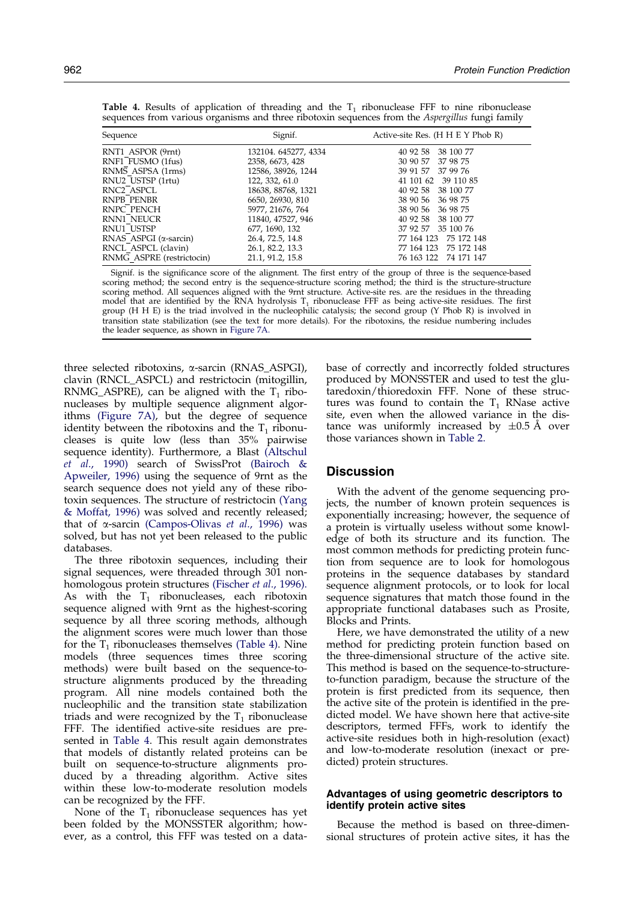**Table 4.** Results of application of threading and the $T_1$ ribonuclease FFF to nine ribonuclease sequences from various organisms and three ribotoxin sequences from the *Aspergillus* fungi family

| Sequence | Signif. | Active-site Res. (H H E Y Phob R) |
|---|---|---|
| RNT1_ASPOR (9rnt) | 132104. 645277, 4334 | 40 92 58 38 100 77 |
| RNF1_FUSMO (1fus) | 2358, 6673, 428 | 30 90 57 37 98 75 |
| RNMS_ASPSA (1rms) | 12586, 38926, 1244 | 39 91 57 37 99 76 |
| RNU2_USTSP (1rtu) | 122, 332, 61.0 | 41 101 62 39 110 85 |
| RNC2_ASPCL | 18638, 88768, 1321 | 40 92 58 38 100 77 |
| RNPB_PENBR | 6650, 26930, 810 | 38 90 56 36 98 75 |
| RNPC_PENCH | 5977, 21676, 764 | 38 90 56 36 98 75 |
| RNN1_NEUCR | 11840, 47527, 946 | 40 92 58 38 100 77 |
| RNU1_USTSP | 677, 1690, 132 | 37 92 57 35 100 76 |
| RNAS_ASPGI (α-sarcin) | 26.4, 72.5, 14.8 | 77 164 123 75 172 148 |
| RNCL_ASPCL (clavin) | 26.1, 82.2, 13.3 | 77 164 123 75 172 148 |
| RNMG_ASPRE (restrictocin) | 21.1, 91.2, 15.8 | 76 163 122 74 171 147 |

Signif. is the significance score of the alignment. The first entry of the group of three is the sequence-based scoring method; the second entry is the sequence-structure scoring method; the third is the structure-structure scoring method. All sequences aligned with the 9rnt structure. Active-site res. are the residues in the threading model that are identified by the RNA hydrolysis $T_1$ ribonuclease FFF as being active-site residues. The first group (H H E) is the triad involved in the nucleophilic catalysis; the second group (Y Phob R) is involved in transition state stabilization (see the text for more details). For the ribotoxins, the residue numbering includes the leader sequence, as shown in Figure 7A.

three selected ribotoxins, α-sarcin (RNAS_ASPGI), clavin (RNCL_ASPCL) and restrictocin (mitogillin, RNMG_ASPRE), can be aligned with the $T_1$ ribonucleases by multiple sequence alignment algorithms (Figure 7A), but the degree of sequence identity between the ribotoxins and the $T_1$ ribonucleases is quite low (less than 35% pairwise sequence identity). Furthermore, a Blast (Altschul *et al.*, 1990) search of SwissProt (Bairoch & Apweiler, 1996) using the sequence of 9rnt as the search sequence does not yield any of these ribotoxin sequences. The structure of restrictocin (Yang & Moffat, 1996) was solved and recently released; that of α-sarcin (Campos-Olivas *et al.*, 1996) was solved, but has not yet been released to the public databases.

The three ribotoxin sequences, including their signal sequences, were threaded through 301 non-homologous protein structures (Fischer *et al.*, 1996). As with the $T_1$ ribonucleases, each ribotoxin sequence aligned with 9rnt as the highest-scoring sequence by all three scoring methods, although the alignment scores were much lower than those for the $T_1$ ribonucleases themselves (Table 4). Nine models (three sequences times three scoring methods) were built based on the sequence-to-structure alignments produced by the threading program. All nine models contained both the nucleophilic and the transition state stabilization triads and were recognized by the $T_1$ ribonuclease FFF. The identified active-site residues are presented in Table 4. This result again demonstrates that models of distantly related proteins can be built on sequence-to-structure alignments produced by a threading algorithm. Active sites within these low-to-moderate resolution models can be recognized by the FFF.

None of the $T_1$ ribonuclease sequences has yet been folded by the MONSSTER algorithm; however, as a control, this FFF was tested on a database of correctly and incorrectly folded structures produced by MONSSTER and used to test the glutaredoxin/thioredoxin FFF. None of these structures was found to contain the $T_1$ RNase active site, even when the allowed variance in the distance was uniformly increased by ±0.5 Å over those variances shown in Table 2.

## Discussion

With the advent of the genome sequencing projects, the number of known protein sequences is exponentially increasing; however, the sequence of a protein is virtually useless without some knowledge of both its structure and its function. The most common methods for predicting protein function from sequence are to look for homologous proteins in the sequence databases by standard sequence alignment protocols, or to look for local sequence signatures that match those found in the appropriate functional databases such as Prosite, Blocks and Prints.

Here, we have demonstrated the utility of a new method for predicting protein function based on the three-dimensional structure of the active site. This method is based on the sequence-to-structure-to-function paradigm, because the structure of the protein is first predicted from its sequence, then the active site of the protein is identified in the predicted model. We have shown here that active-site descriptors, termed FFFs, work to identify the active-site residues both in high-resolution (exact) and low-to-moderate resolution (inexact or predicted) protein structures.

### Advantages of using geometric descriptors to identify protein active sites

Because the method is based on three-dimensional structures of protein active sites, it has the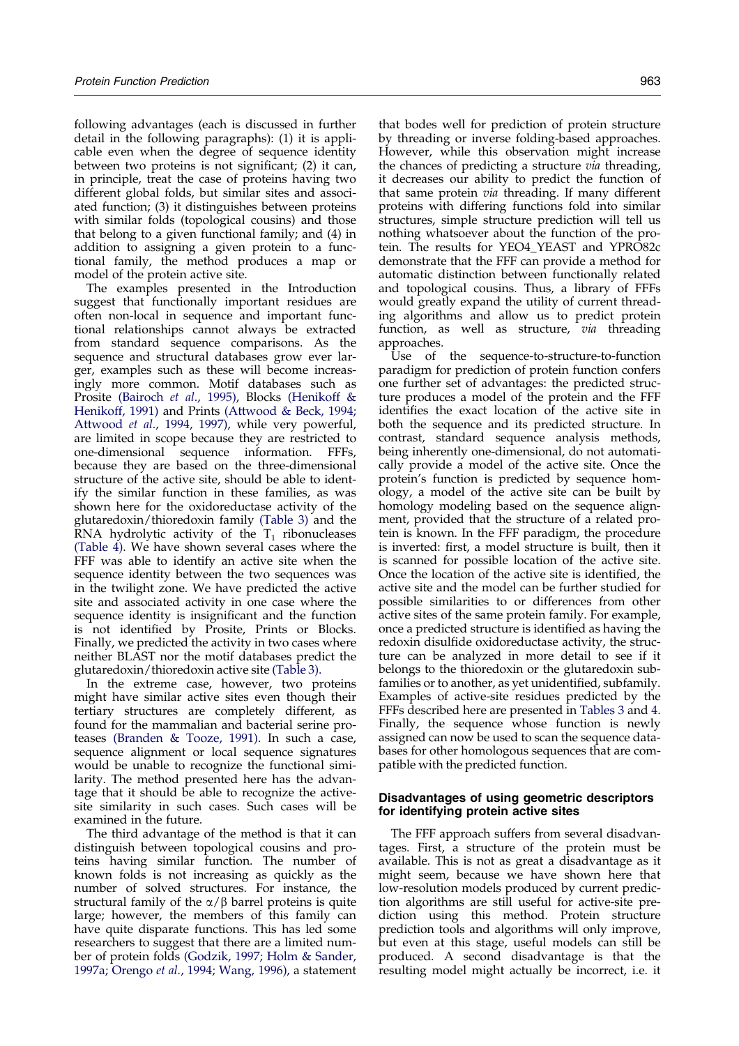following advantages (each is discussed in further detail in the following paragraphs): (1) it is applicable even when the degree of sequence identity between two proteins is not significant; (2) it can, in principle, treat the case of proteins having two different global folds, but similar sites and associated function; (3) it distinguishes between proteins with similar folds (topological cousins) and those that belong to a given functional family; and (4) in addition to assigning a given protein to a functional family, the method produces a map or model of the protein active site.

The examples presented in the Introduction suggest that functionally important residues are often non-local in sequence and important functional relationships cannot always be extracted from standard sequence comparisons. As the sequence and structural databases grow ever larger, examples such as these will become increasingly more common. Motif databases such as Prosite (Bairoch *et al.*, 1995), Blocks (Henikoff & Henikoff, 1991) and Prints (Attwood & Beck, 1994; Attwood *et al.*, 1994, 1997), while very powerful, are limited in scope because they are restricted to one-dimensional sequence information. FFFs, because they are based on the three-dimensional structure of the active site, should be able to identify the similar function in these families, as was shown here for the oxidoreductase activity of the glutaredoxin/thioredoxin family (Table 3) and the RNA hydrolytic activity of the $T_1$ ribonucleases (Table 4). We have shown several cases where the FFF was able to identify an active site when the sequence identity between the two sequences was in the twilight zone. We have predicted the active site and associated activity in one case where the sequence identity is insignificant and the function is not identified by Prosite, Prints or Blocks. Finally, we predicted the activity in two cases where neither BLAST nor the motif databases predict the glutaredoxin/thioredoxin active site (Table 3).

In the extreme case, however, two proteins might have similar active sites even though their tertiary structures are completely different, as found for the mammalian and bacterial serine proteases (Branden & Tooze, 1991). In such a case, sequence alignment or local sequence signatures would be unable to recognize the functional similarity. The method presented here has the advantage that it should be able to recognize the active-site similarity in such cases. Such cases will be examined in the future.

The third advantage of the method is that it can distinguish between topological cousins and proteins having similar function. The number of known folds is not increasing as quickly as the number of solved structures. For instance, the structural family of the $\alpha/\beta$ barrel proteins is quite large; however, the members of this family can have quite disparate functions. This has led some researchers to suggest that there are a limited number of protein folds (Godzik, 1997; Holm & Sander, 1997a; Orengo *et al.*, 1994; Wang, 1996), a statement that bodes well for prediction of protein structure by threading or inverse folding-based approaches. However, while this observation might increase the chances of predicting a structure *via* threading, it decreases our ability to predict the function of that same protein *via* threading. If many different proteins with differing functions fold into similar structures, simple structure prediction will tell us nothing whatsoever about the function of the protein. The results for YEO4_YEAST and YPR082c demonstrate that the FFF can provide a method for automatic distinction between functionally related and topological cousins. Thus, a library of FFFs would greatly expand the utility of current threading algorithms and allow us to predict protein function, as well as structure, *via* threading approaches.

Use of the sequence-to-structure-to-function paradigm for prediction of protein function confers one further set of advantages: the predicted structure produces a model of the protein and the FFF identifies the exact location of the active site in both the sequence and its predicted structure. In contrast, standard sequence analysis methods, being inherently one-dimensional, do not automatically provide a model of the active site. Once the protein's function is predicted by sequence homology, a model of the active site can be built by homology modeling based on the sequence alignment, provided that the structure of a related protein is known. In the FFF paradigm, the procedure is inverted: first, a model structure is built, then it is scanned for possible location of the active site. Once the location of the active site is identified, the active site and the model can be further studied for possible similarities to or differences from other active sites of the same protein family. For example, once a predicted structure is identified as having the redoxin disulfide oxidoreductase activity, the structure can be analyzed in more detail to see if it belongs to the thioredoxin or the glutaredoxin subfamilies or to another, as yet unidentified, subfamily. Examples of active-site residues predicted by the FFFs described here are presented in Tables 3 and 4. Finally, the sequence whose function is newly assigned can now be used to scan the sequence databases for other homologous sequences that are compatible with the predicted function.

## Disadvantages of using geometric descriptors for identifying protein active sites

The FFF approach suffers from several disadvantages. First, a structure of the protein must be available. This is not as great a disadvantage as it might seem, because we have shown here that low-resolution models produced by current prediction algorithms are still useful for active-site prediction using this method. Protein structure prediction tools and algorithms will only improve, but even at this stage, useful models can still be produced. A second disadvantage is that the resulting model might actually be incorrect, i.e. it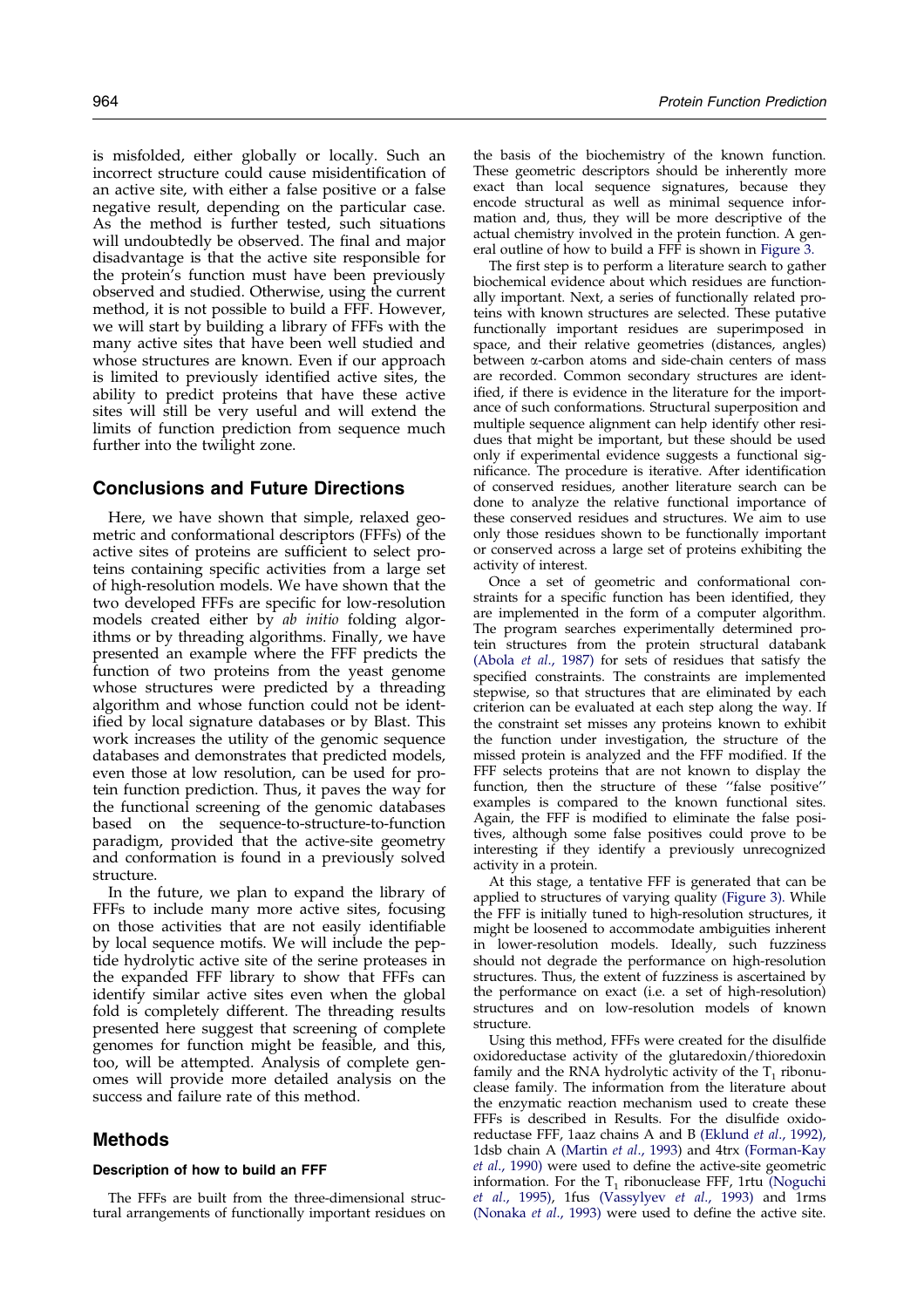is misfolded, either globally or locally. Such an incorrect structure could cause misidentification of an active site, with either a false positive or a false negative result, depending on the particular case. As the method is further tested, such situations will undoubtedly be observed. The final and major disadvantage is that the active site responsible for the protein's function must have been previously observed and studied. Otherwise, using the current method, it is not possible to build a FFF. However, we will start by building a library of FFFs with the many active sites that have been well studied and whose structures are known. Even if our approach is limited to previously identified active sites, the ability to predict proteins that have these active sites will still be very useful and will extend the limits of function prediction from sequence much further into the twilight zone.

## Conclusions and Future Directions

Here, we have shown that simple, relaxed geometric and conformational descriptors (FFFs) of the active sites of proteins are sufficient to select proteins containing specific activities from a large set of high-resolution models. We have shown that the two developed FFFs are specific for low-resolution models created either by *ab initio* folding algorithms or by threading algorithms. Finally, we have presented an example where the FFF predicts the function of two proteins from the yeast genome whose structures were predicted by a threading algorithm and whose function could not be identified by local signature databases or by Blast. This work increases the utility of the genomic sequence databases and demonstrates that predicted models, even those at low resolution, can be used for protein function prediction. Thus, it paves the way for the functional screening of the genomic databases based on the sequence-to-structure-to-function paradigm, provided that the active-site geometry and conformation is found in a previously solved structure.

In the future, we plan to expand the library of FFFs to include many more active sites, focusing on those activities that are not easily identifiable by local sequence motifs. We will include the peptide hydrolytic active site of the serine proteases in the expanded FFF library to show that FFFs can identify similar active sites even when the global fold is completely different. The threading results presented here suggest that screening of complete genomes for function might be feasible, and this, too, will be attempted. Analysis of complete genomes will provide more detailed analysis on the success and failure rate of this method.

## Methods

### Description of how to build an FFF

The FFFs are built from the three-dimensional structural arrangements of functionally important residues on the basis of the biochemistry of the known function. These geometric descriptors should be inherently more exact than local sequence signatures, because they encode structural as well as minimal sequence information and, thus, they will be more descriptive of the actual chemistry involved in the protein function. A general outline of how to build a FFF is shown in Figure 3.

The first step is to perform a literature search to gather biochemical evidence about which residues are functionally important. Next, a series of functionally related proteins with known structures are selected. These putative functionally important residues are superimposed in space, and their relative geometries (distances, angles) between α-carbon atoms and side-chain centers of mass are recorded. Common secondary structures are identified, if there is evidence in the literature for the importance of such conformations. Structural superposition and multiple sequence alignment can help identify other residues that might be important, but these should be used only if experimental evidence suggests a functional significance. The procedure is iterative. After identification of conserved residues, another literature search can be done to analyze the relative functional importance of these conserved residues and structures. We aim to use only those residues shown to be functionally important or conserved across a large set of proteins exhibiting the activity of interest.

Once a set of geometric and conformational constraints for a specific function has been identified, they are implemented in the form of a computer algorithm. The program searches experimentally determined protein structures from the protein structural databank (Abola *et al*., 1987) for sets of residues that satisfy the specified constraints. The constraints are implemented stepwise, so that structures that are eliminated by each criterion can be evaluated at each step along the way. If the constraint set misses any proteins known to exhibit the function under investigation, the structure of the missed protein is analyzed and the FFF modified. If the FFF selects proteins that are not known to display the function, then the structure of these "false positive" examples is compared to the known functional sites. Again, the FFF is modified to eliminate the false positives, although some false positives could prove to be interesting if they identify a previously unrecognized activity in a protein.

At this stage, a tentative FFF is generated that can be applied to structures of varying quality (Figure 3). While the FFF is initially tuned to high-resolution structures, it might be loosened to accommodate ambiguities inherent in lower-resolution models. Ideally, such fuzziness should not degrade the performance on high-resolution structures. Thus, the extent of fuzziness is ascertained by the performance on exact (i.e. a set of high-resolution) structures and on low-resolution models of known structure.

Using this method, FFFs were created for the disulfide oxidoreductase activity of the glutaredoxin/thioredoxin family and the RNA hydrolytic activity of the $T_1$ ribonuclease family. The information from the literature about the enzymatic reaction mechanism used to create these FFFs is described in Results. For the disulfide oxidoreductase FFF, 1aaz chains A and B (Eklund *et al*., 1992), 1dsb chain A (Martin *et al*., 1993) and 4trx (Forman-Kay *et al*., 1990) were used to define the active-site geometric information. For the $T_1$ ribonuclease FFF, 1rtu (Noguchi *et al*., 1995), 1fus (Vassylyev *et al*., 1993) and 1rms (Nonaka *et al*., 1993) were used to define the active site.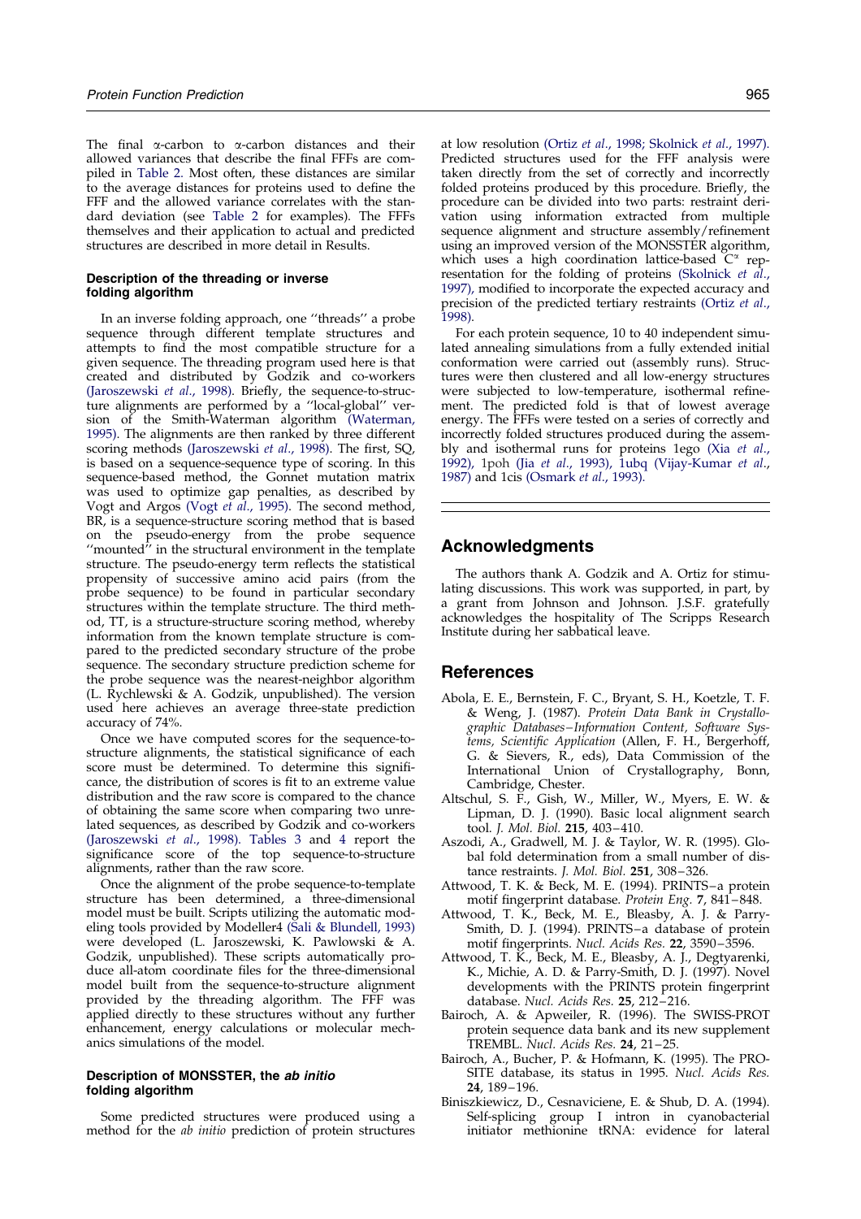The final α-carbon to α-carbon distances and their allowed variances that describe the final FFFs are compiled in Table 2. Most often, these distances are similar to the average distances for proteins used to define the FFF and the allowed variance correlates with the standard deviation (see Table 2 for examples). The FFFs themselves and their application to actual and predicted structures are described in more detail in Results.

### Description of the threading or inverse folding algorithm

In an inverse folding approach, one "threads" a probe sequence through different template structures and attempts to find the most compatible structure for a given sequence. The threading program used here is that created and distributed by Godzik and co-workers (Jaroszewski *et al*., 1998). Briefly, the sequence-to-structure alignments are performed by a "local-global" version of the Smith-Waterman algorithm (Waterman, 1995). The alignments are then ranked by three different scoring methods (Jaroszewski *et al*., 1998). The first, SQ, is based on a sequence-sequence type of scoring. In this sequence-based method, the Gonnet mutation matrix was used to optimize gap penalties, as described by Vogt and Argos (Vogt *et al*., 1995). The second method, BR, is a sequence-structure scoring method that is based on the pseudo-energy from the probe sequence "mounted" in the structural environment in the template structure. The pseudo-energy term reflects the statistical propensity of successive amino acid pairs (from the probe sequence) to be found in particular secondary structures within the template structure. The third method, TT, is a structure-structure scoring method, whereby information from the known template structure is compared to the predicted secondary structure of the probe sequence. The secondary structure prediction scheme for the probe sequence was the nearest-neighbor algorithm (L. Rychlewski & A. Godzik, unpublished). The version used here achieves an average three-state prediction accuracy of 74%.

Once we have computed scores for the sequence-to-structure alignments, the statistical significance of each score must be determined. To determine this significance, the distribution of scores is fit to an extreme value distribution and the raw score is compared to the chance of obtaining the same score when comparing two unrelated sequences, as described by Godzik and co-workers (Jaroszewski *et al*., 1998). Tables 3 and 4 report the significance score of the top sequence-to-structure alignments, rather than the raw score.

Once the alignment of the probe sequence-to-template structure has been determined, a three-dimensional model must be built. Scripts utilizing the automatic modeling tools provided by Modeller4 (Sali & Blundell, 1993) were developed (L. Jaroszewski, K. Pawlowski & A. Godzik, unpublished). These scripts automatically produce all-atom coordinate files for the three-dimensional model built from the sequence-to-structure alignment provided by the threading algorithm. The FFF was applied directly to these structures without any further enhancement, energy calculations or molecular mechanics simulations of the model.

### Description of MONSSTER, the *ab initio* folding algorithm

Some predicted structures were produced using a method for the *ab initio* prediction of protein structures at low resolution (Ortiz *et al*., 1998; Skolnick *et al*., 1997). Predicted structures used for the FFF analysis were taken directly from the set of correctly and incorrectly folded proteins produced by this procedure. Briefly, the procedure can be divided into two parts: restraint derivation using information extracted from multiple sequence alignment and structure assembly/refinement using an improved version of the MONSSTER algorithm, which uses a high coordination lattice-based $C^{\alpha}$ representation for the folding of proteins (Skolnick *et al*., 1997), modified to incorporate the expected accuracy and precision of the predicted tertiary restraints (Ortiz *et al*., 1998).

For each protein sequence, 10 to 40 independent simulated annealing simulations from a fully extended initial conformation were carried out (assembly runs). Structures were then clustered and all low-energy structures were subjected to low-temperature, isothermal refinement. The predicted fold is that of lowest average energy. The FFFs were tested on a series of correctly and incorrectly folded structures produced during the assembly and isothermal runs for proteins 1ego (Xia *et al*., 1992), 1poh (Jia *et al*., 1993), 1ubq (Vijay-Kumar *et al*., 1987) and 1cis (Osmark *et al*., 1993).

## Acknowledgments

The authors thank A. Godzik and A. Ortiz for stimulating discussions. This work was supported, in part, by a grant from Johnson and Johnson. J.S.F. gratefully acknowledges the hospitality of The Scripps Research Institute during her sabbatical leave.

## References

Abola, E. E., Bernstein, F. C., Bryant, S. H., Koetzle, T. F. & Weng, J. (1987). *Protein Data Bank in Crystallographic Databases–Information Content, Software Systems, Scientific Application* (Allen, F. H., Bergerhoff, G. & Sievers, R., eds), Data Commission of the International Union of Crystallography, Bonn, Cambridge, Chester.

Altschul, S. F., Gish, W., Miller, W., Myers, E. W. & Lipman, D. J. (1990). Basic local alignment search tool. *J. Mol. Biol.* **215**, 403–410.

Aszodi, A., Gradwell, M. J. & Taylor, W. R. (1995). Global fold determination from a small number of distance restraints. *J. Mol. Biol.* **251**, 308–326.

Attwood, T. K. & Beck, M. E. (1994). PRINTS–a protein motif fingerprint database. *Protein Eng.* **7**, 841–848.

Attwood, T. K., Beck, M. E., Bleasby, A. J. & Parry-Smith, D. J. (1994). PRINTS–a database of protein motif fingerprints. *Nucl. Acids Res.* **22**, 3590–3596.

Attwood, T. K., Beck, M. E., Bleasby, A. J., Degtyarenki, K., Michie, A. D. & Parry-Smith, D. J. (1997). Novel developments with the PRINTS protein fingerprint database. *Nucl. Acids Res.* **25**, 212–216.

Bairoch, A. & Apweiler, R. (1996). The SWISS-PROT protein sequence data bank and its new supplement TREMBL. *Nucl. Acids Res.* **24**, 21–25.

Bairoch, A., Bucher, P. & Hofmann, K. (1995). The PROSITE database, its status in 1995. *Nucl. Acids Res.* **24**, 189–196.

Biniszkiewicz, D., Cesnaviciene, E. & Shub, D. A. (1994). Self-splicing group I intron in cyanobacterial initiator methionine tRNA: evidence for lateral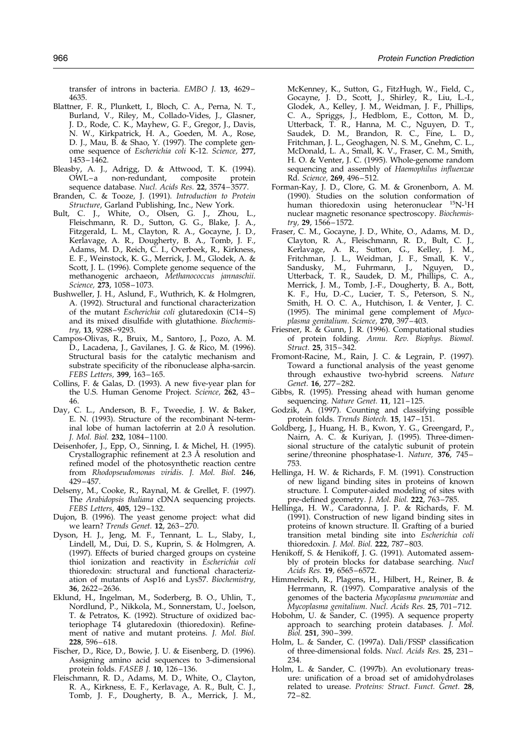transfer of introns in bacteria. *EMBO J.* **13**, 4629–4635.

Blattner, F. R., Plunkett, I., Bloch, C. A., Perna, N. T., Burland, V., Riley, M., Collado-Vides, J., Glasner, J. D., Rode, C. K., Mayhew, G. F., Gregor, J., Davis, N. W., Kirkpatrick, H. A., Goeden, M. A., Rose, D. J., Mau, B. & Shao, Y. (1997). The complete genome sequence of *Escherichia coli* K-12. *Science,* **277**, 1453–1462.

Bleasby, A. J., Adrigg, D. & Attwood, T. K. (1994). OWL–a non-redundant, composite protein sequence database. *Nucl. Acids Res.* **22**, 3574–3577.

Branden, C. & Tooze, J. (1991). *Introduction to Protein Structure*, Garland Publishing, Inc., New York.

Bult, C. J., White, O., Olsen, G. J., Zhou, L., Fleischmann, R. D., Sutton, G. G., Blake, J. A., Fitzgerald, L. M., Clayton, R. A., Gocayne, J. D., Kerlavage, A. R., Dougherty, B. A., Tomb, J. F., Adams, M. D., Reich, C. I., Overbeek, R., Kirkness, E. F., Weinstock, K. G., Merrick, J. M., Glodek, A. & Scott, J. L. (1996). Complete genome sequence of the methanogenic archaeon, *Methanococcus jannaschii*. *Science,* **273**, 1058–1073.

Bushweller, J. H., Aslund, F., Wuthrich, K. & Holmgren, A. (1992). Structural and functional characterization of the mutant *Escherichia coli* glutaredoxin (C14–S) and its mixed disulfide with glutathione. *Biochemistry,* **13**, 9288–9293.

Campos-Olivas, R., Bruix, M., Santoro, J., Pozo, A. M. D., Lacadena, J., Gavilanes, J. G. & Rico, M. (1996). Structural basis for the catalytic mechanism and substrate specificity of the ribonuclease alpha-sarcin. *FEBS Letters,* **399**, 163–165.

Collins, F. & Galas, D. (1993). A new five-year plan for the U.S. Human Genome Project. *Science,* **262**, 43–46.

Day, C. L., Anderson, B. F., Tweedie, J. W. & Baker, E. N. (1993). Structure of the recombinant N-terminal lobe of human lactoferrin at 2.0 Å resolution. *J. Mol. Biol.* **232**, 1084–1100.

Deisenhofer, J., Epp, O., Sinning, I. & Michel, H. (1995). Crystallographic refinement at 2.3 Å resolution and refined model of the photosynthetic reaction centre from *Rhodopseudomonas viridis*. *J. Mol. Biol.* **246**, 429–457.

Delseny, M., Cooke, R., Raynal, M. & Grellet, F. (1997). The *Arabidopsis thaliana* cDNA sequencing projects. *FEBS Letters,* **405**, 129–132.

Dujon, B. (1996). The yeast genome project: what did we learn? *Trends Genet.* **12**, 263–270.

Dyson, H. J., Jeng, M. F., Tennant, L. L., Slaby, I., Lindell, M., Dui, D. S., Kuprin, S. & Holmgren, A. (1997). Effects of buried charged groups on cysteine thiol ionization and reactivity in *Escherichia coli* thioredoxin: structural and functional characterization of mutants of Asp16 and Lys57. *Biochemistry,* **36**, 2622–2636.

Eklund, H., Ingelman, M., Soderberg, B. O., Uhlin, T., Nordlund, P., Nikkola, M., Sonnerstam, U., Joelson, T. & Petratos, K. (1992). Structure of oxidized bacteriophage T4 glutaredoxin (thioredoxin). Refinement of native and mutant proteins. *J. Mol. Biol.* **228**, 596–618.

Fischer, D., Rice, D., Bowie, J. U. & Eisenberg, D. (1996). Assigning amino acid sequences to 3-dimensional protein folds. *FASEB J.* **10**, 126–136.

Fleischmann, R. D., Adams, M. D., White, O., Clayton, R. A., Kirkness, E. F., Kerlavage, A. R., Bult, C. J., Tomb, J. F., Dougherty, B. A., Merrick, J. M., McKenney, K., Sutton, G., FitzHugh, W., Field, C., Gocayne, J. D., Scott, J., Shirley, R., Liu, L.-I., Glodek, A., Kelley, J. M., Weidman, J. F., Phillips, C. A., Spriggs, J., Hedblom, E., Cotton, M. D., Utterback, T. R., Hanna, M. C., Nguyen, D. T., Saudek, D. M., Brandon, R. C., Fine, L. D., Fritchman, J. L., Geoghagen, N. S. M., Gnehm, C. L., McDonald, L. A., Small, K. V., Fraser, C. M., Smith, H. O. & Venter, J. C. (1995). Whole-genome random sequencing and assembly of *Haemophilus influenzae* Rd. *Science,* **269**, 496–512.

Forman-Kay, J. D., Clore, G. M. & Gronenborn, A. M. (1990). Studies on the solution conformation of human thioredoxin using heteronuclear $^{15}$N-$^{1}$H nuclear magnetic resonance spectroscopy. *Biochemistry,* **29**, 1566–1572.

Fraser, C. M., Gocayne, J. D., White, O., Adams, M. D., Clayton, R. A., Fleischmann, R. D., Bult, C. J., Kerlavage, A. R., Sutton, G., Kelley, J. M., Fritchman, J. L., Weidman, J. F., Small, K. V., Sandusky, M., Fuhrmann, J., Nguyen, D., Utterback, T. R., Saudek, D. M., Phillips, C. A., Merrick, J. M., Tomb, J.-F., Dougherty, B. A., Bott, K. F., Hu, D.-C., Lucier, T. S., Peterson, S. N., Smith, H. O. C. A., Hutchison, I. & Venter, J. C. (1995). The minimal gene complement of *Mycoplasma genitalium*. *Science,* **270**, 397–403.

Friesner, R. & Gunn, J. R. (1996). Computational studies of protein folding. *Annu. Rev. Biophys. Biomol. Struct.* **25**, 315–342.

Fromont-Racine, M., Rain, J. C. & Legrain, P. (1997). Toward a functional analysis of the yeast genome through exhaustive two-hybrid screens. *Nature Genet.* **16**, 277–282.

Gibbs, R. (1995). Pressing ahead with human genome sequencing. *Nature Genet.* **11**, 121–125.

Godzik, A. (1997). Counting and classifying possible protein folds. *Trends Biotech.* **15**, 147–151.

Goldberg, J., Huang, H. B., Kwon, Y. G., Greengard, P., Nairn, A. C. & Kuriyan, J. (1995). Three-dimensional structure of the catalytic subunit of protein serine/threonine phosphatase-1. *Nature,* **376**, 745–753.

Hellinga, H. W. & Richards, F. M. (1991). Construction of new ligand binding sites in proteins of known structure. I. Computer-aided modeling of sites with pre-defined geometry. *J. Mol. Biol.* **222**, 763–785.

Hellinga, H. W., Caradonna, J. P. & Richards, F. M. (1991). Construction of new ligand binding sites in proteins of known structure. II. Grafting of a buried transition metal binding site into *Escherichia coli* thioredoxin. *J. Mol. Biol.* **222**, 787–803.

Henikoff, S. & Henikoff, J. G. (1991). Automated assembly of protein blocks for database searching. *Nucl Acids Res.* **19**, 6565–6572.

Himmelreich, R., Plagens, H., Hilbert, H., Reiner, B. & Herrmann, R. (1997). Comparative analysis of the genomes of the bacteria *Mycoplasma pneumoniae* and *Mycoplasma genitalium*. *Nucl. Acids Res.* **25**, 701–712.

Hobohm, U. & Sander, C. (1995). A sequence property approach to searching protein databases. *J. Mol. Biol.* **251**, 390–399.

Holm, L. & Sander, C. (1997a). Dali/FSSP classification of three-dimensional folds. *Nucl. Acids Res.* **25**, 231–234.

Holm, L. & Sander, C. (1997b). An evolutionary treasure: unification of a broad set of amidohydrolases related to urease. *Proteins: Struct. Funct. Genet.* **28**, 72–82.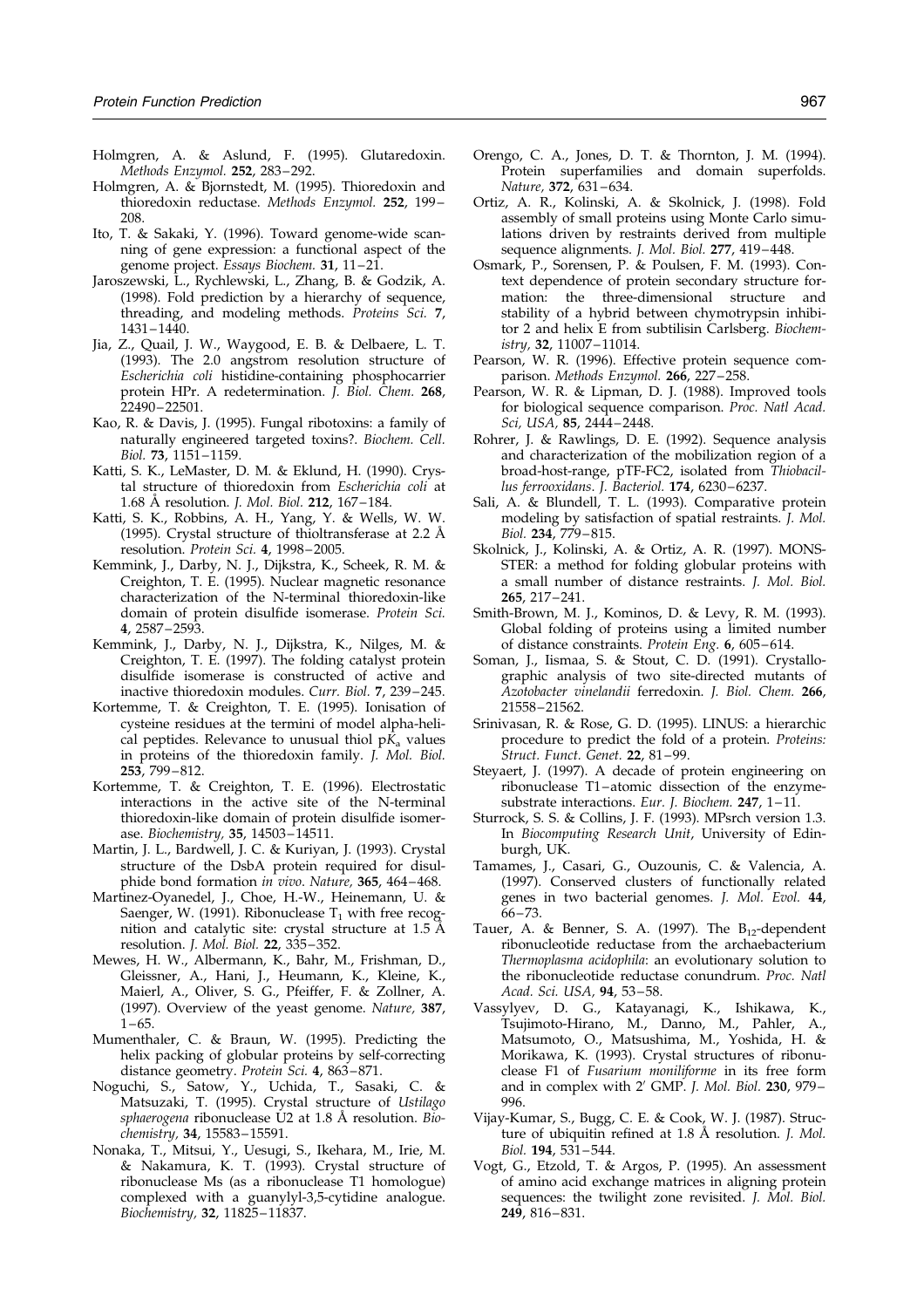Holmgren, A. & Aslund, F. (1995). Glutaredoxin. *Methods Enzymol.* **252**, 283–292.

Holmgren, A. & Bjornstedt, M. (1995). Thioredoxin and thioredoxin reductase. *Methods Enzymol.* **252**, 199–208.

Ito, T. & Sakaki, Y. (1996). Toward genome-wide scanning of gene expression: a functional aspect of the genome project. *Essays Biochem.* **31**, 11–21.

Jaroszewski, L., Rychlewski, L., Zhang, B. & Godzik, A. (1998). Fold prediction by a hierarchy of sequence, threading, and modeling methods. *Proteins Sci.* **7**, 1431–1440.

Jia, Z., Quail, J. W., Waygood, E. B. & Delbaere, L. T. (1993). The 2.0 angstrom resolution structure of *Escherichia coli* histidine-containing phosphocarrier protein HPr. A redetermination. *J. Biol. Chem.* **268**, 22490–22501.

Kao, R. & Davis, J. (1995). Fungal ribotoxins: a family of naturally engineered targeted toxins?. *Biochem. Cell. Biol.* **73**, 1151–1159.

Katti, S. K., LeMaster, D. M. & Eklund, H. (1990). Crystal structure of thioredoxin from *Escherichia coli* at 1.68 Å resolution. *J. Mol. Biol.* **212**, 167–184.

Katti, S. K., Robbins, A. H., Yang, Y. & Wells, W. W. (1995). Crystal structure of thioltransferase at 2.2 Å resolution. *Protein Sci.* **4**, 1998–2005.

Kemmink, J., Darby, N. J., Dijkstra, K., Scheek, R. M. & Creighton, T. E. (1995). Nuclear magnetic resonance characterization of the N-terminal thioredoxin-like domain of protein disulfide isomerase. *Protein Sci.* **4**, 2587–2593.

Kemmink, J., Darby, N. J., Dijkstra, K., Nilges, M. & Creighton, T. E. (1997). The folding catalyst protein disulfide isomerase is constructed of active and inactive thioredoxin modules. *Curr. Biol.* **7**, 239–245.

Kortemme, T. & Creighton, T. E. (1995). Ionisation of cysteine residues at the termini of model alpha-helical peptides. Relevance to unusual thiol p$K_a$ values in proteins of the thioredoxin family. *J. Mol. Biol.* **253**, 799–812.

Kortemme, T. & Creighton, T. E. (1996). Electrostatic interactions in the active site of the N-terminal thioredoxin-like domain of protein disulfide isomerase. *Biochemistry*, **35**, 14503–14511.

Martin, J. L., Bardwell, J. C. & Kuriyan, J. (1993). Crystal structure of the DsbA protein required for disulphide bond formation *in vivo*. *Nature*, **365**, 464–468.

Martinez-Oyanedel, J., Choe, H.-W., Heinemann, U. & Saenger, W. (1991). Ribonuclease $T_1$ with free recognition and catalytic site: crystal structure at 1.5 Å resolution. *J. Mol. Biol.* **22**, 335–352.

Mewes, H. W., Albermann, K., Bahr, M., Frishman, D., Gleissner, A., Hani, J., Heumann, K., Kleine, K., Maierl, A., Oliver, S. G., Pfeiffer, F. & Zollner, A. (1997). Overview of the yeast genome. *Nature*, **387**, 1–65.

Mumenthaler, C. & Braun, W. (1995). Predicting the helix packing of globular proteins by self-correcting distance geometry. *Protein Sci.* **4**, 863–871.

Noguchi, S., Satow, Y., Uchida, T., Sasaki, C. & Matsuzaki, T. (1995). Crystal structure of *Ustilago sphaerogena* ribonuclease U2 at 1.8 Å resolution. *Biochemistry*, **34**, 15583–15591.

Nonaka, T., Mitsui, Y., Uesugi, S., Ikehara, M., Irie, M. & Nakamura, K. T. (1993). Crystal structure of ribonuclease Ms (as a ribonuclease T1 homologue) complexed with a guanylyl-3,5-cytidine analogue. *Biochemistry*, **32**, 11825–11837.

Orengo, C. A., Jones, D. T. & Thornton, J. M. (1994). Protein superfamilies and domain superfolds. *Nature*, **372**, 631–634.

Ortiz, A. R., Kolinski, A. & Skolnick, J. (1998). Fold assembly of small proteins using Monte Carlo simulations driven by restraints derived from multiple sequence alignments. *J. Mol. Biol.* **277**, 419–448.

Osmark, P., Sorensen, P. & Poulsen, F. M. (1993). Context dependence of protein secondary structure formation: the three-dimensional structure and stability of a hybrid between chymotrypsin inhibitor 2 and helix E from subtilisin Carlsberg. *Biochemistry*, **32**, 11007–11014.

Pearson, W. R. (1996). Effective protein sequence comparison. *Methods Enzymol.* **266**, 227–258.

Pearson, W. R. & Lipman, D. J. (1988). Improved tools for biological sequence comparison. *Proc. Natl Acad. Sci, USA*, **85**, 2444–2448.

Rohrer, J. & Rawlings, D. E. (1992). Sequence analysis and characterization of the mobilization region of a broad-host-range, pTF-FC2, isolated from *Thiobacillus ferrooxidans*. *J. Bacteriol.* **174**, 6230–6237.

Sali, A. & Blundell, T. L. (1993). Comparative protein modeling by satisfaction of spatial restraints. *J. Mol. Biol.* **234**, 779–815.

Skolnick, J., Kolinski, A. & Ortiz, A. R. (1997). MONSSTER: a method for folding globular proteins with a small number of distance restraints. *J. Mol. Biol.* **265**, 217–241.

Smith-Brown, M. J., Kominos, D. & Levy, R. M. (1993). Global folding of proteins using a limited number of distance constraints. *Protein Eng.* **6**, 605–614.

Soman, J., Iismaa, S. & Stout, C. D. (1991). Crystallographic analysis of two site-directed mutants of *Azotobacter vinelandii* ferredoxin. *J. Biol. Chem.* **266**, 21558–21562.

Srinivasan, R. & Rose, G. D. (1995). LINUS: a hierarchic procedure to predict the fold of a protein. *Proteins: Struct. Funct. Genet.* **22**, 81–99.

Steyaert, J. (1997). A decade of protein engineering on ribonuclease T1–atomic dissection of the enzyme-substrate interactions. *Eur. J. Biochem.* **247**, 1–11.

Sturrock, S. S. & Collins, J. F. (1993). MPsrch version 1.3. In *Biocomputing Research Unit*, University of Edinburgh, UK.

Tamames, J., Casari, G., Ouzounis, C. & Valencia, A. (1997). Conserved clusters of functionally related genes in two bacterial genomes. *J. Mol. Evol.* **44**, 66–73.

Tauer, A. & Benner, S. A. (1997). The $B_{12}$-dependent ribonucleotide reductase from the archaebacterium *Thermoplasma acidophila*: an evolutionary solution to the ribonucleotide reductase conundrum. *Proc. Natl Acad. Sci. USA*, **94**, 53–58.

Vassylyev, D. G., Katayanagi, K., Ishikawa, K., Tsujimoto-Hirano, M., Danno, M., Pahler, A., Matsumoto, O., Matsushima, M., Yoshida, H. & Morikawa, K. (1993). Crystal structures of ribonuclease F1 of *Fusarium moniliforme* in its free form and in complex with 2′ GMP. *J. Mol. Biol.* **230**, 979–996.

Vijay-Kumar, S., Bugg, C. E. & Cook, W. J. (1987). Structure of ubiquitin refined at 1.8 Å resolution. *J. Mol. Biol.* **194**, 531–544.

Vogt, G., Etzold, T. & Argos, P. (1995). An assessment of amino acid exchange matrices in aligning protein sequences: the twilight zone revisited. *J. Mol. Biol.* **249**, 816–831.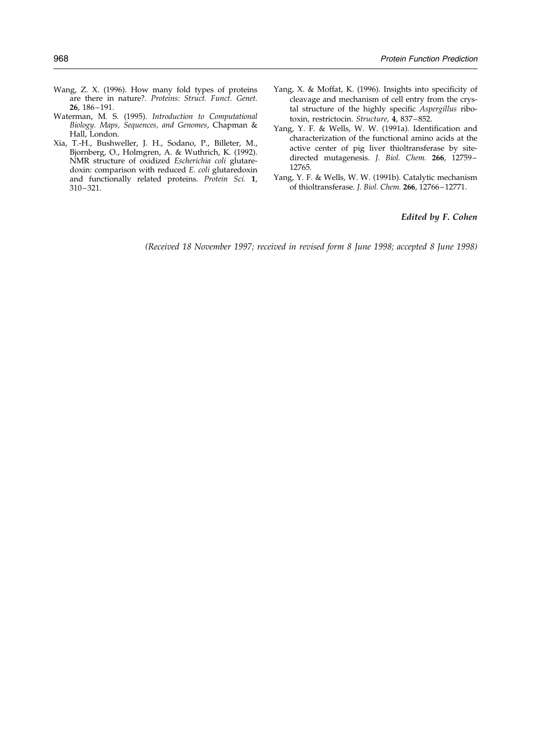Wang, Z. X. (1996). How many fold types of proteins are there in nature?. *Proteins: Struct. Funct. Genet.* **26**, 186–191.

Waterman, M. S. (1995). *Introduction to Computational Biology. Maps, Sequences, and Genomes*, Chapman & Hall, London.

Xia, T.-H., Bushweller, J. H., Sodano, P., Billeter, M., Bjornberg, O., Holmgren, A. & Wuthrich, K. (1992). NMR structure of oxidized *Escherichia coli* glutaredoxin: comparison with reduced *E. coli* glutaredoxin and functionally related proteins. *Protein Sci.* **1**, 310–321.

Yang, X. & Moffat, K. (1996). Insights into specificity of cleavage and mechanism of cell entry from the crystal structure of the highly specific *Aspergillus* ribotoxin, restrictocin. *Structure*, **4**, 837–852.

Yang, Y. F. & Wells, W. W. (1991a). Identification and characterization of the functional amino acids at the active center of pig liver thioltransferase by site-directed mutagenesis. *J. Biol. Chem.* **266**, 12759–12765.

Yang, Y. F. & Wells, W. W. (1991b). Catalytic mechanism of thioltransferase. *J. Biol. Chem.* **266**, 12766–12771.

***Edited by F. Cohen***

*(Received 18 November 1997; received in revised form 8 June 1998; accepted 8 June 1998)*